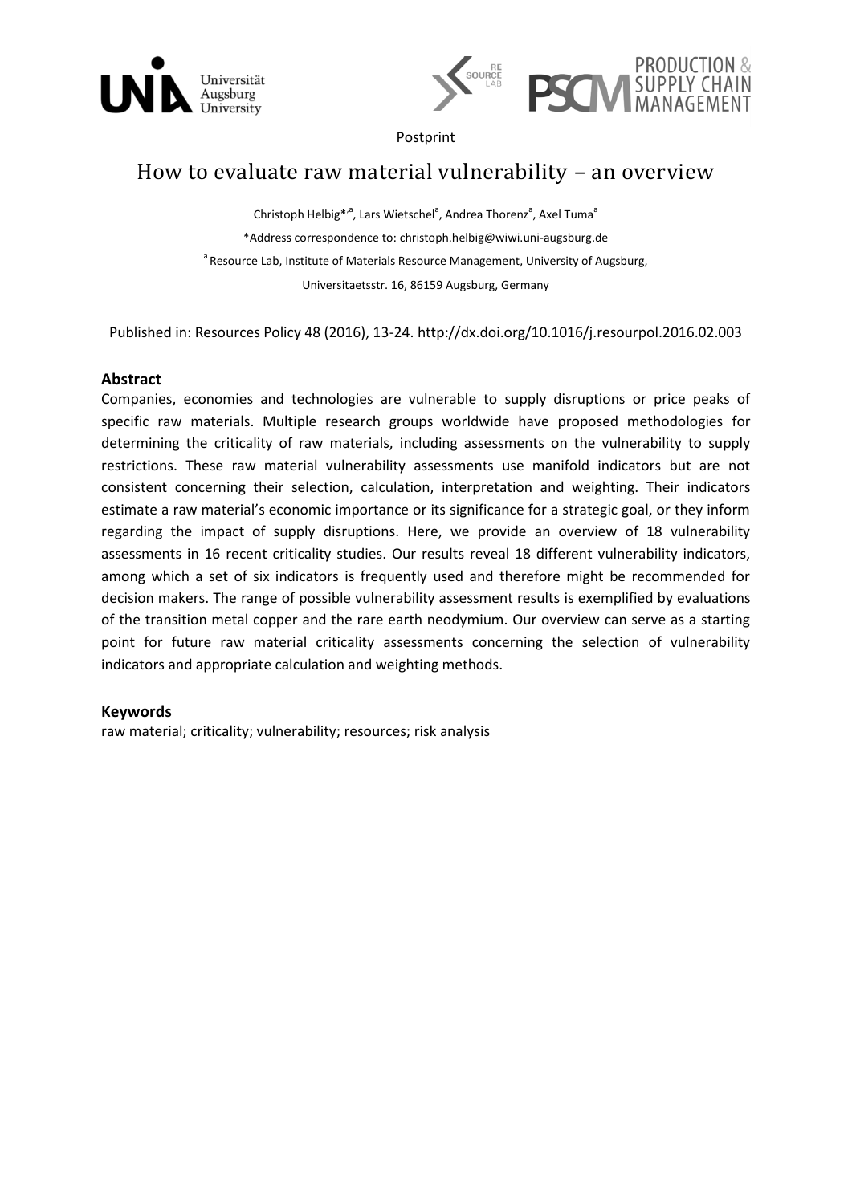Postprint

# How to evaluate raw material vulnerability – an overview

Christoph Helbig*[,a], Lars Wietschel[a], Andrea Thorenz[a], Axel Tuma[a]

*Address correspondence to: christoph.helbig@wiwi.uni-augsburg.de

[a] Resource Lab, Institute of Materials Resource Management, University of Augsburg, Universitaetsstr. 16, 86159 Augsburg, Germany

Published in: Resources Policy 48 (2016), 13-24. http://dx.doi.org/10.1016/j.resourpol.2016.02.003

## Abstract

Companies, economies and technologies are vulnerable to supply disruptions or price peaks of specific raw materials. Multiple research groups worldwide have proposed methodologies for determining the criticality of raw materials, including assessments on the vulnerability to supply restrictions. These raw material vulnerability assessments use manifold indicators but are not consistent concerning their selection, calculation, interpretation and weighting. Their indicators estimate a raw material's economic importance or its significance for a strategic goal, or they inform regarding the impact of supply disruptions. Here, we provide an overview of 18 vulnerability assessments in 16 recent criticality studies. Our results reveal 18 different vulnerability indicators, among which a set of six indicators is frequently used and therefore might be recommended for decision makers. The range of possible vulnerability assessment results is exemplified by evaluations of the transition metal copper and the rare earth neodymium. Our overview can serve as a starting point for future raw material criticality assessments concerning the selection of vulnerability indicators and appropriate calculation and weighting methods.

## Keywords

raw material; criticality; vulnerability; resources; risk analysis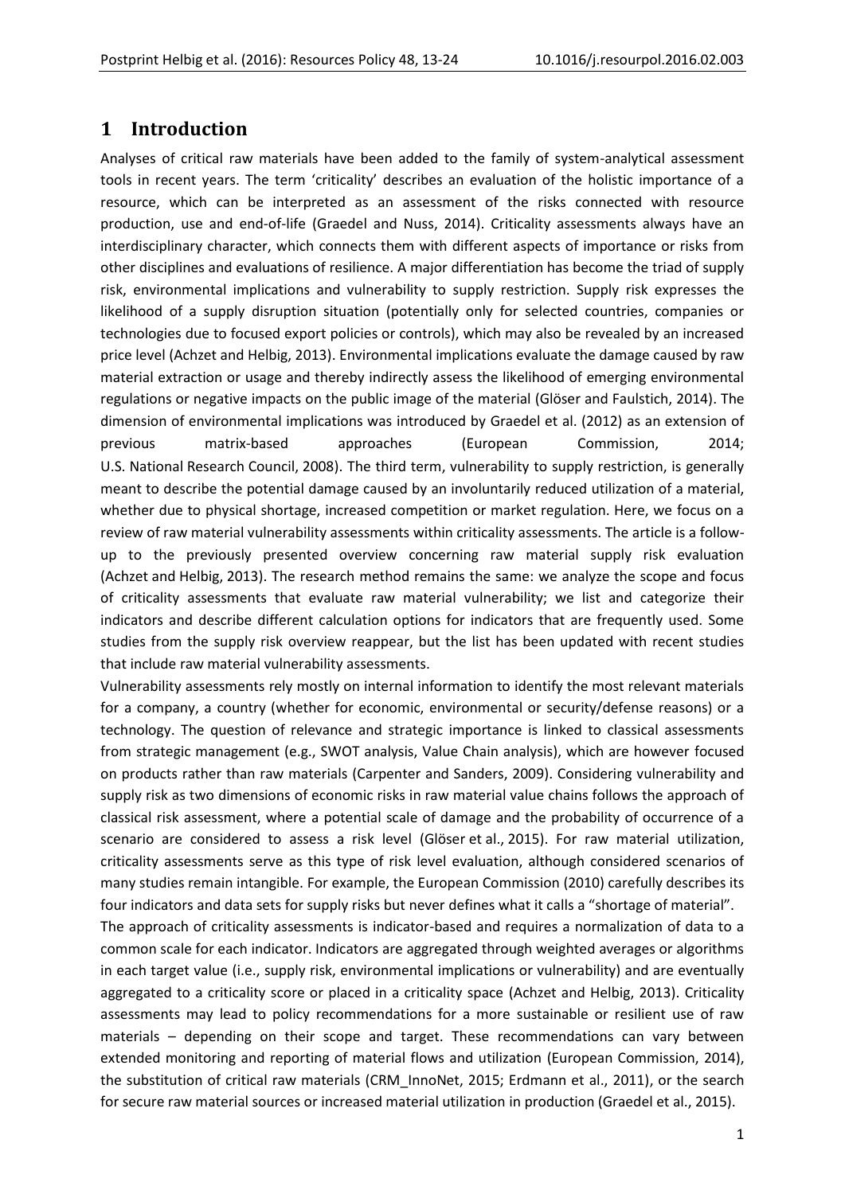# 1 Introduction

Analyses of critical raw materials have been added to the family of system-analytical assessment tools in recent years. The term 'criticality' describes an evaluation of the holistic importance of a resource, which can be interpreted as an assessment of the risks connected with resource production, use and end-of-life (Graedel and Nuss, 2014). Criticality assessments always have an interdisciplinary character, which connects them with different aspects of importance or risks from other disciplines and evaluations of resilience. A major differentiation has become the triad of supply risk, environmental implications and vulnerability to supply restriction. Supply risk expresses the likelihood of a supply disruption situation (potentially only for selected countries, companies or technologies due to focused export policies or controls), which may also be revealed by an increased price level (Achzet and Helbig, 2013). Environmental implications evaluate the damage caused by raw material extraction or usage and thereby indirectly assess the likelihood of emerging environmental regulations or negative impacts on the public image of the material (Glöser and Faulstich, 2014). The dimension of environmental implications was introduced by Graedel et al. (2012) as an extension of previous matrix-based approaches (European Commission, 2014; U.S. National Research Council, 2008). The third term, vulnerability to supply restriction, is generally meant to describe the potential damage caused by an involuntarily reduced utilization of a material, whether due to physical shortage, increased competition or market regulation. Here, we focus on a review of raw material vulnerability assessments within criticality assessments. The article is a follow-up to the previously presented overview concerning raw material supply risk evaluation (Achzet and Helbig, 2013). The research method remains the same: we analyze the scope and focus of criticality assessments that evaluate raw material vulnerability; we list and categorize their indicators and describe different calculation options for indicators that are frequently used. Some studies from the supply risk overview reappear, but the list has been updated with recent studies that include raw material vulnerability assessments.

Vulnerability assessments rely mostly on internal information to identify the most relevant materials for a company, a country (whether for economic, environmental or security/defense reasons) or a technology. The question of relevance and strategic importance is linked to classical assessments from strategic management (e.g., SWOT analysis, Value Chain analysis), which are however focused on products rather than raw materials (Carpenter and Sanders, 2009). Considering vulnerability and supply risk as two dimensions of economic risks in raw material value chains follows the approach of classical risk assessment, where a potential scale of damage and the probability of occurrence of a scenario are considered to assess a risk level (Glöser et al., 2015). For raw material utilization, criticality assessments serve as this type of risk level evaluation, although considered scenarios of many studies remain intangible. For example, the European Commission (2010) carefully describes its four indicators and data sets for supply risks but never defines what it calls a "shortage of material".

The approach of criticality assessments is indicator-based and requires a normalization of data to a common scale for each indicator. Indicators are aggregated through weighted averages or algorithms in each target value (i.e., supply risk, environmental implications or vulnerability) and are eventually aggregated to a criticality score or placed in a criticality space (Achzet and Helbig, 2013). Criticality assessments may lead to policy recommendations for a more sustainable or resilient use of raw materials – depending on their scope and target. These recommendations can vary between extended monitoring and reporting of material flows and utilization (European Commission, 2014), the substitution of critical raw materials (CRM_InnoNet, 2015; Erdmann et al., 2011), or the search for secure raw material sources or increased material utilization in production (Graedel et al., 2015).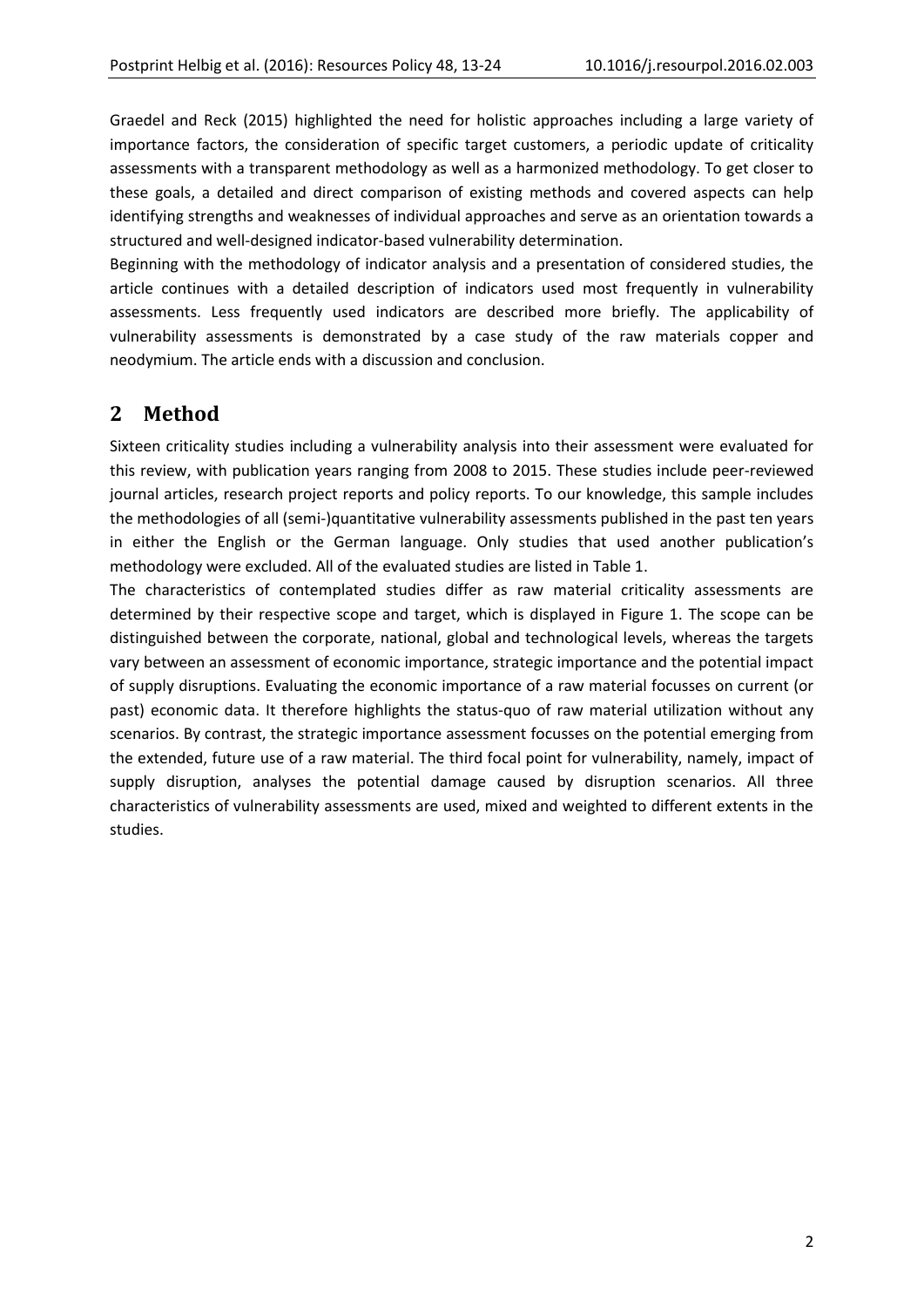Graedel and Reck (2015) highlighted the need for holistic approaches including a large variety of importance factors, the consideration of specific target customers, a periodic update of criticality assessments with a transparent methodology as well as a harmonized methodology. To get closer to these goals, a detailed and direct comparison of existing methods and covered aspects can help identifying strengths and weaknesses of individual approaches and serve as an orientation towards a structured and well-designed indicator-based vulnerability determination.

Beginning with the methodology of indicator analysis and a presentation of considered studies, the article continues with a detailed description of indicators used most frequently in vulnerability assessments. Less frequently used indicators are described more briefly. The applicability of vulnerability assessments is demonstrated by a case study of the raw materials copper and neodymium. The article ends with a discussion and conclusion.

## 2 Method

Sixteen criticality studies including a vulnerability analysis into their assessment were evaluated for this review, with publication years ranging from 2008 to 2015. These studies include peer-reviewed journal articles, research project reports and policy reports. To our knowledge, this sample includes the methodologies of all (semi-)quantitative vulnerability assessments published in the past ten years in either the English or the German language. Only studies that used another publication's methodology were excluded. All of the evaluated studies are listed in Table 1.

The characteristics of contemplated studies differ as raw material criticality assessments are determined by their respective scope and target, which is displayed in Figure 1. The scope can be distinguished between the corporate, national, global and technological levels, whereas the targets vary between an assessment of economic importance, strategic importance and the potential impact of supply disruptions. Evaluating the economic importance of a raw material focusses on current (or past) economic data. It therefore highlights the status-quo of raw material utilization without any scenarios. By contrast, the strategic importance assessment focusses on the potential emerging from the extended, future use of a raw material. The third focal point for vulnerability, namely, impact of supply disruption, analyses the potential damage caused by disruption scenarios. All three characteristics of vulnerability assessments are used, mixed and weighted to different extents in the studies.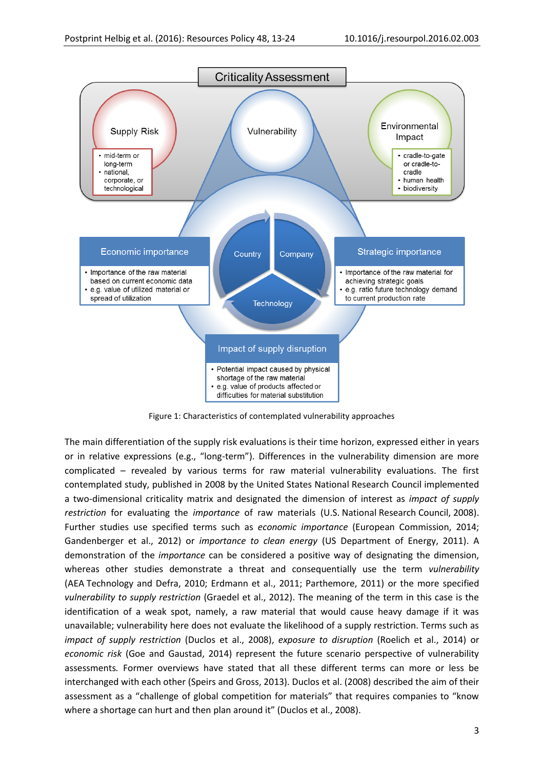Figure 1: Characteristics of contemplated vulnerability approaches

The main differentiation of the supply risk evaluations is their time horizon, expressed either in years or in relative expressions (e.g., "long-term"). Differences in the vulnerability dimension are more complicated – revealed by various terms for raw material vulnerability evaluations. The first contemplated study, published in 2008 by the United States National Research Council implemented a two-dimensional criticality matrix and designated the dimension of interest as *impact of supply restriction* for evaluating the *importance* of raw materials (U.S. National Research Council, 2008). Further studies use specified terms such as *economic importance* (European Commission, 2014; Gandenberger et al., 2012) or *importance to clean energy* (US Department of Energy, 2011). A demonstration of the *importance* can be considered a positive way of designating the dimension, whereas other studies demonstrate a threat and consequentially use the term *vulnerability* (AEA Technology and Defra, 2010; Erdmann et al., 2011; Parthemore, 2011) or the more specified *vulnerability to supply restriction* (Graedel et al., 2012). The meaning of the term in this case is the identification of a weak spot, namely, a raw material that would cause heavy damage if it was unavailable; vulnerability here does not evaluate the likelihood of a supply restriction. Terms such as *impact of supply restriction* (Duclos et al., 2008), *exposure to disruption* (Roelich et al., 2014) or *economic risk* (Goe and Gaustad, 2014) represent the future scenario perspective of vulnerability assessments. Former overviews have stated that all these different terms can more or less be interchanged with each other (Speirs and Gross, 2013). Duclos et al. (2008) described the aim of their assessment as a "challenge of global competition for materials" that requires companies to "know where a shortage can hurt and then plan around it" (Duclos et al., 2008).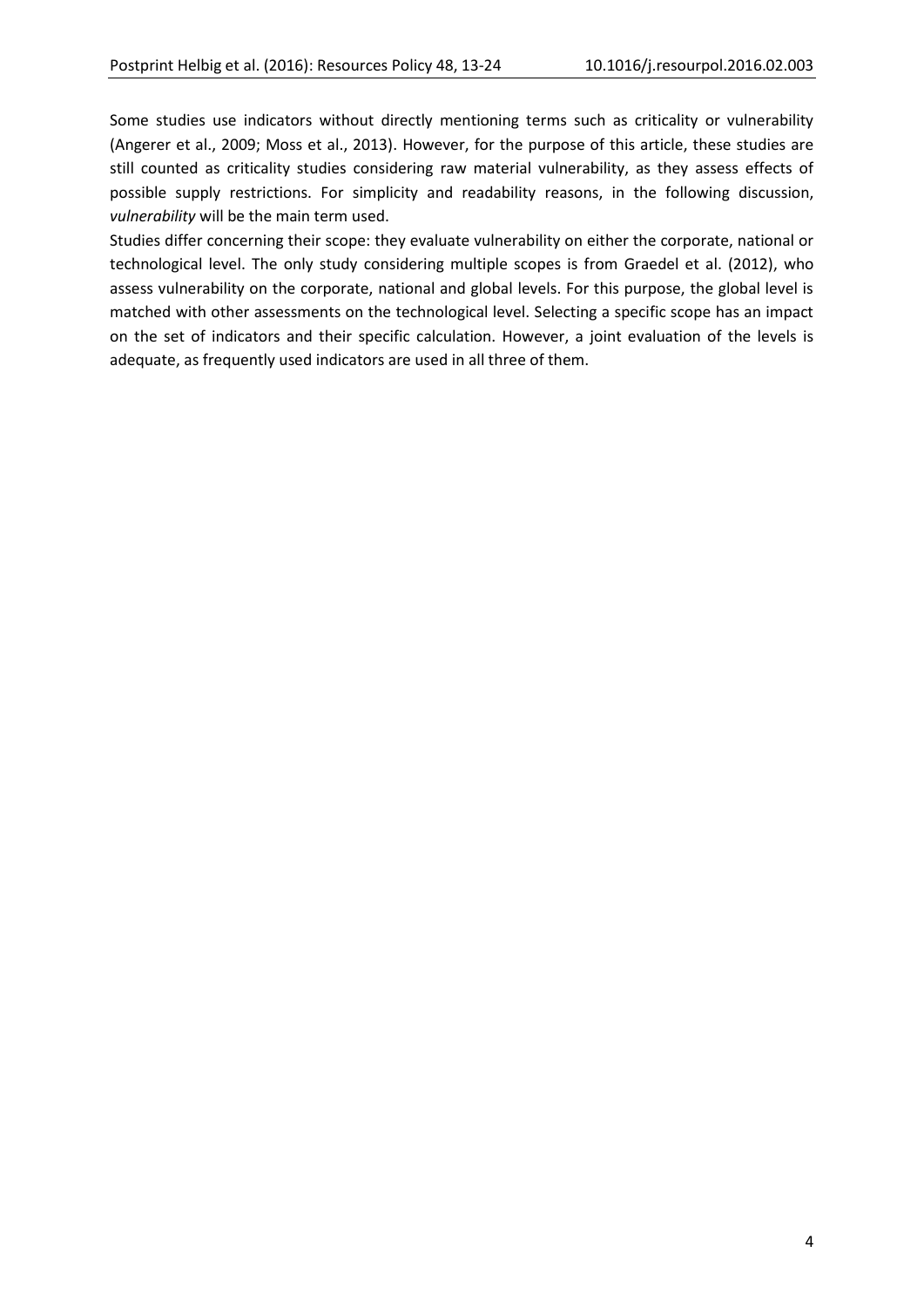Some studies use indicators without directly mentioning terms such as criticality or vulnerability (Angerer et al., 2009; Moss et al., 2013). However, for the purpose of this article, these studies are still counted as criticality studies considering raw material vulnerability, as they assess effects of possible supply restrictions. For simplicity and readability reasons, in the following discussion, *vulnerability* will be the main term used.

Studies differ concerning their scope: they evaluate vulnerability on either the corporate, national or technological level. The only study considering multiple scopes is from Graedel et al. (2012), who assess vulnerability on the corporate, national and global levels. For this purpose, the global level is matched with other assessments on the technological level. Selecting a specific scope has an impact on the set of indicators and their specific calculation. However, a joint evaluation of the levels is adequate, as frequently used indicators are used in all three of them.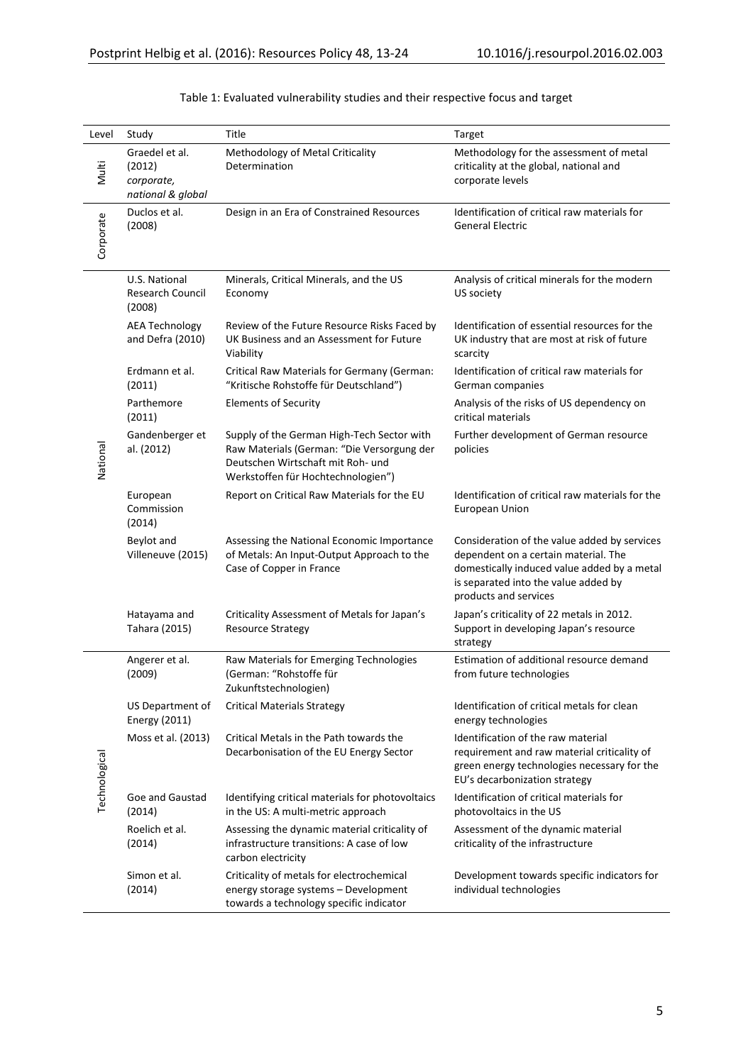Table 1: Evaluated vulnerability studies and their respective focus and target

| Level | Study | Title | Target |
|---|---|---|---|
| Multi | Graedel et al. (2012) *corporate, national & global* | Methodology of Metal Criticality Determination | Methodology for the assessment of metal criticality at the global, national and corporate levels |
| Corporate | Duclos et al. (2008) | Design in an Era of Constrained Resources | Identification of critical raw materials for General Electric |
| National | U.S. National Research Council (2008) | Minerals, Critical Minerals, and the US Economy | Analysis of critical minerals for the modern US society |
| | AEA Technology and Defra (2010) | Review of the Future Resource Risks Faced by UK Business and an Assessment for Future Viability | Identification of essential resources for the UK industry that are most at risk of future scarcity |
| | Erdmann et al. (2011) | Critical Raw Materials for Germany (German: "Kritische Rohstoffe für Deutschland") | Identification of critical raw materials for German companies |
| | Parthemore (2011) | Elements of Security | Analysis of the risks of US dependency on critical materials |
| | Gandenberger et al. (2012) | Supply of the German High-Tech Sector with Raw Materials (German: "Die Versorgung der Deutschen Wirtschaft mit Roh- und Werkstoffen für Hochtechnologien") | Further development of German resource policies |
| | European Commission (2014) | Report on Critical Raw Materials for the EU | Identification of critical raw materials for the European Union |
| | Beylot and Villeneuve (2015) | Assessing the National Economic Importance of Metals: An Input-Output Approach to the Case of Copper in France | Consideration of the value added by services dependent on a certain material. The domestically induced value added by a metal is separated into the value added by products and services |
| | Hatayama and Tahara (2015) | Criticality Assessment of Metals for Japan's Resource Strategy | Japan's criticality of 22 metals in 2012. Support in developing Japan's resource strategy |
| Technological | Angerer et al. (2009) | Raw Materials for Emerging Technologies (German: "Rohstoffe für Zukunftstechnologien) | Estimation of additional resource demand from future technologies |
| | US Department of Energy (2011) | Critical Materials Strategy | Identification of critical metals for clean energy technologies |
| | Moss et al. (2013) | Critical Metals in the Path towards the Decarbonisation of the EU Energy Sector | Identification of the raw material requirement and raw material criticality of green energy technologies necessary for the EU's decarbonization strategy |
| | Goe and Gaustad (2014) | Identifying critical materials for photovoltaics in the US: A multi-metric approach | Identification of critical materials for photovoltaics in the US |
| | Roelich et al. (2014) | Assessing the dynamic material criticality of infrastructure transitions: A case of low carbon electricity | Assessment of the dynamic material criticality of the infrastructure |
| | Simon et al. (2014) | Criticality of metals for electrochemical energy storage systems – Development towards a technology specific indicator | Development towards specific indicators for individual technologies |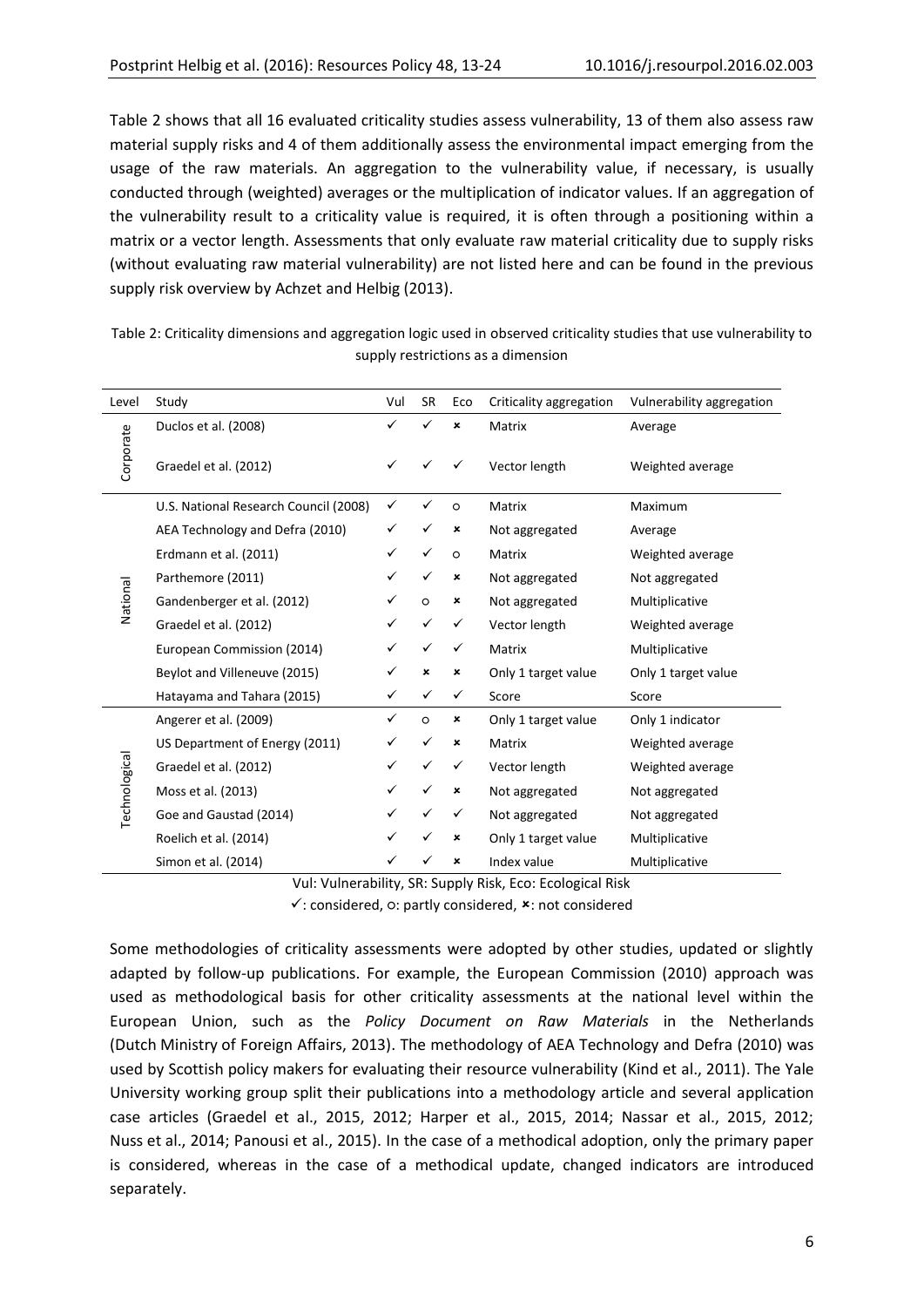Table 2 shows that all 16 evaluated criticality studies assess vulnerability, 13 of them also assess raw material supply risks and 4 of them additionally assess the environmental impact emerging from the usage of the raw materials. An aggregation to the vulnerability value, if necessary, is usually conducted through (weighted) averages or the multiplication of indicator values. If an aggregation of the vulnerability result to a criticality value is required, it is often through a positioning within a matrix or a vector length. Assessments that only evaluate raw material criticality due to supply risks (without evaluating raw material vulnerability) are not listed here and can be found in the previous supply risk overview by Achzet and Helbig (2013).

Table 2: Criticality dimensions and aggregation logic used in observed criticality studies that use vulnerability to supply restrictions as a dimension

| Level | Study | Vul | SR | Eco | Criticality aggregation | Vulnerability aggregation |
|---|---|---|---|---|---|---|
| Corporate | Duclos et al. (2008) | ✓ | ✓ | × | Matrix | Average |
| | Graedel et al. (2012) | ✓ | ✓ | ✓ | Vector length | Weighted average |
| National | U.S. National Research Council (2008) | ✓ | ✓ | ○ | Matrix | Maximum |
| | AEA Technology and Defra (2010) | ✓ | ✓ | × | Not aggregated | Average |
| | Erdmann et al. (2011) | ✓ | ✓ | ○ | Matrix | Weighted average |
| | Parthemore (2011) | ✓ | ✓ | × | Not aggregated | Not aggregated |
| | Gandenberger et al. (2012) | ✓ | ○ | × | Not aggregated | Multiplicative |
| | Graedel et al. (2012) | ✓ | ✓ | ✓ | Vector length | Weighted average |
| | European Commission (2014) | ✓ | ✓ | ✓ | Matrix | Multiplicative |
| | Beylot and Villeneuve (2015) | ✓ | × | × | Only 1 target value | Only 1 target value |
| | Hatayama and Tahara (2015) | ✓ | ✓ | ✓ | Score | Score |
| Technological | Angerer et al. (2009) | ✓ | ○ | × | Only 1 target value | Only 1 indicator |
| | US Department of Energy (2011) | ✓ | ✓ | × | Matrix | Weighted average |
| | Graedel et al. (2012) | ✓ | ✓ | ✓ | Vector length | Weighted average |
| | Moss et al. (2013) | ✓ | ✓ | × | Not aggregated | Not aggregated |
| | Goe and Gaustad (2014) | ✓ | ✓ | ✓ | Not aggregated | Not aggregated |
| | Roelich et al. (2014) | ✓ | ✓ | × | Only 1 target value | Multiplicative |
| | Simon et al. (2014) | ✓ | ✓ | × | Index value | Multiplicative |

Vul: Vulnerability, SR: Supply Risk, Eco: Ecological Risk

✓: considered, ○: partly considered, ×: not considered

Some methodologies of criticality assessments were adopted by other studies, updated or slightly adapted by follow-up publications. For example, the European Commission (2010) approach was used as methodological basis for other criticality assessments at the national level within the European Union, such as the *Policy Document on Raw Materials* in the Netherlands (Dutch Ministry of Foreign Affairs, 2013). The methodology of AEA Technology and Defra (2010) was used by Scottish policy makers for evaluating their resource vulnerability (Kind et al., 2011). The Yale University working group split their publications into a methodology article and several application case articles (Graedel et al., 2015, 2012; Harper et al., 2015, 2014; Nassar et al., 2015, 2012; Nuss et al., 2014; Panousi et al., 2015). In the case of a methodical adoption, only the primary paper is considered, whereas in the case of a methodical update, changed indicators are introduced separately.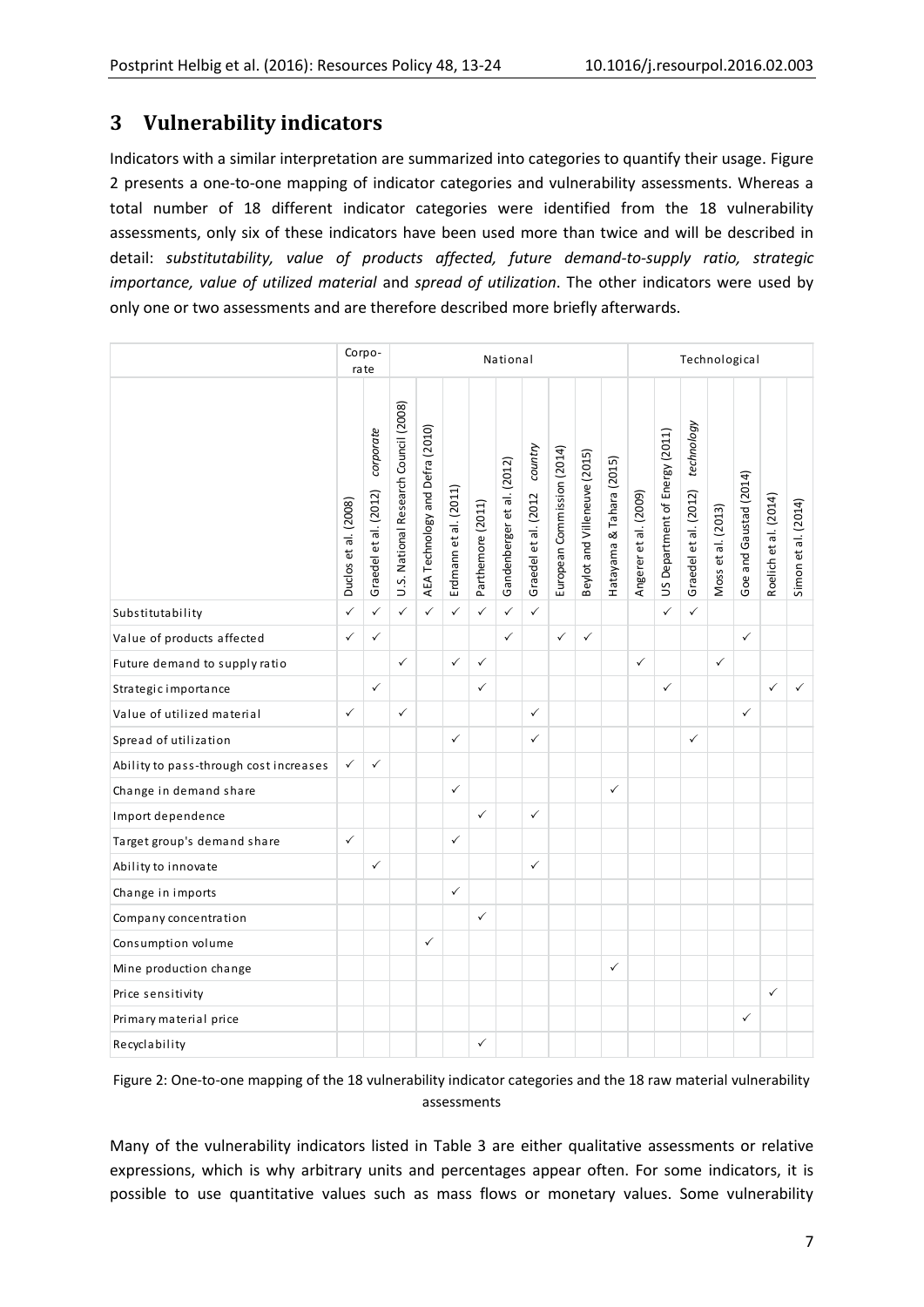## 3 Vulnerability indicators

Indicators with a similar interpretation are summarized into categories to quantify their usage. Figure 2 presents a one-to-one mapping of indicator categories and vulnerability assessments. Whereas a total number of 18 different indicator categories were identified from the 18 vulnerability assessments, only six of these indicators have been used more than twice and will be described in detail: *substitutability, value of products affected, future demand-to-supply ratio, strategic importance, value of utilized material* and *spread of utilization*. The other indicators were used by only one or two assessments and are therefore described more briefly afterwards.

| | Corporate | | National | | | | | | | | | Technological | | | | | | |
|---|---|---|---|---|---|---|---|---|---|---|---|---|---|---|---|---|---|---|
| | Duclos et al. (2008) | Graedel et al. (2012) *corporate* | U.S. National Research Council (2008) | AEA Technology and Defra (2010) | Erdmann et al. (2011) | Parthemore (2011) | Gandenberger et al. (2012) | Graedel et al. (2012 *country* | European Commission (2014) | Beylot and Villeneuve (2015) | Hatayama & Tahara (2015) | Angerer et al. (2009) | US Department of Energy (2011) | Graedel et al. (2012) *technology* | Moss et al. (2013) | Goe and Gaustad (2014) | Roelich et al. (2014) | Simon et al. (2014) |
| Substitutability | ✓ | ✓ | ✓ | ✓ | ✓ | ✓ | ✓ | ✓ | | | | | ✓ | ✓ | | | | |
| Value of products affected | ✓ | ✓ | | | | | ✓ | | ✓ | ✓ | | | | | | ✓ | | |
| Future demand to supply ratio | | | ✓ | | ✓ | ✓ | | | | | | ✓ | | | ✓ | | | |
| Strategic importance | | ✓ | | | | ✓ | | | | | | | ✓ | | | | ✓ | ✓ |
| Value of utilized material | ✓ | | ✓ | | | | | ✓ | | | | | | | | ✓ | | |
| Spread of utilization | | | | | ✓ | | | ✓ | | | | | | ✓ | | | | |
| Ability to pass-through cost increases | ✓ | ✓ | | | | | | | | | | | | | | | | |
| Change in demand share | | | | | ✓ | | | | | | ✓ | | | | | | | |
| Import dependence | | | | | | ✓ | | ✓ | | | | | | | | | | |
| Target group's demand share | ✓ | | | | ✓ | | | | | | | | | | | | | |
| Ability to innovate | | ✓ | | | | | | ✓ | | | | | | | | | | |
| Change in imports | | | | | ✓ | | | | | | | | | | | | | |
| Company concentration | | | | | | ✓ | | | | | | | | | | | | |
| Consumption volume | | | | ✓ | | | | | | | | | | | | | | |
| Mine production change | | | | | | | | | | | ✓ | | | | | | | |
| Price sensitivity | | | | | | | | | | | | | | | | | ✓ | |
| Primary material price | | | | | | | | | | | | | | | | ✓ | | |
| Recyclability | | | | | | ✓ | | | | | | | | | | | | |

Figure 2: One-to-one mapping of the 18 vulnerability indicator categories and the 18 raw material vulnerability assessments

Many of the vulnerability indicators listed in Table 3 are either qualitative assessments or relative expressions, which is why arbitrary units and percentages appear often. For some indicators, it is possible to use quantitative values such as mass flows or monetary values. Some vulnerability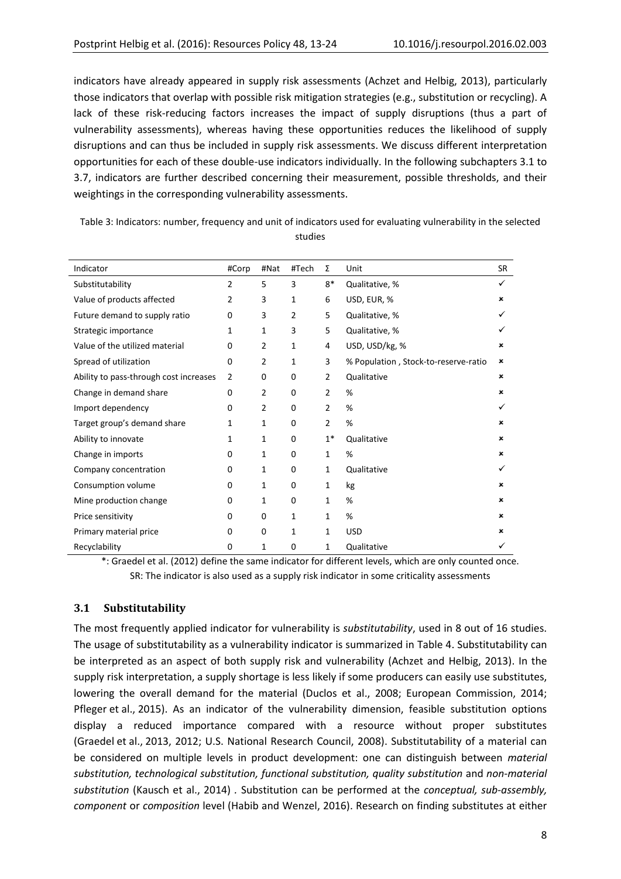indicators have already appeared in supply risk assessments (Achzet and Helbig, 2013), particularly those indicators that overlap with possible risk mitigation strategies (e.g., substitution or recycling). A lack of these risk-reducing factors increases the impact of supply disruptions (thus a part of vulnerability assessments), whereas having these opportunities reduces the likelihood of supply disruptions and can thus be included in supply risk assessments. We discuss different interpretation opportunities for each of these double-use indicators individually. In the following subchapters 3.1 to 3.7, indicators are further described concerning their measurement, possible thresholds, and their weightings in the corresponding vulnerability assessments.

Table 3: Indicators: number, frequency and unit of indicators used for evaluating vulnerability in the selected studies

| Indicator | #Corp | #Nat | #Tech | Σ | Unit | SR |
|---|---|---|---|---|---|---|
| Substitutability | 2 | 5 | 3 | 8* | Qualitative, % | ✓ |
| Value of products affected | 2 | 3 | 1 | 6 | USD, EUR, % | ✗ |
| Future demand to supply ratio | 0 | 3 | 2 | 5 | Qualitative, % | ✓ |
| Strategic importance | 1 | 1 | 3 | 5 | Qualitative, % | ✓ |
| Value of the utilized material | 0 | 2 | 1 | 4 | USD, USD/kg, % | ✗ |
| Spread of utilization | 0 | 2 | 1 | 3 | % Population , Stock-to-reserve-ratio | ✗ |
| Ability to pass-through cost increases | 2 | 0 | 0 | 2 | Qualitative | ✗ |
| Change in demand share | 0 | 2 | 0 | 2 | % | ✗ |
| Import dependency | 0 | 2 | 0 | 2 | % | ✓ |
| Target group's demand share | 1 | 1 | 0 | 2 | % | ✗ |
| Ability to innovate | 1 | 1 | 0 | 1* | Qualitative | ✗ |
| Change in imports | 0 | 1 | 0 | 1 | % | ✗ |
| Company concentration | 0 | 1 | 0 | 1 | Qualitative | ✓ |
| Consumption volume | 0 | 1 | 0 | 1 | kg | ✗ |
| Mine production change | 0 | 1 | 0 | 1 | % | ✗ |
| Price sensitivity | 0 | 0 | 1 | 1 | % | ✗ |
| Primary material price | 0 | 0 | 1 | 1 | USD | ✗ |
| Recyclability | 0 | 1 | 0 | 1 | Qualitative | ✓ |

*: Graedel et al. (2012) define the same indicator for different levels, which are only counted once.
SR: The indicator is also used as a supply risk indicator in some criticality assessments

### 3.1 Substitutability

The most frequently applied indicator for vulnerability is *substitutability*, used in 8 out of 16 studies. The usage of substitutability as a vulnerability indicator is summarized in Table 4. Substitutability can be interpreted as an aspect of both supply risk and vulnerability (Achzet and Helbig, 2013). In the supply risk interpretation, a supply shortage is less likely if some producers can easily use substitutes, lowering the overall demand for the material (Duclos et al., 2008; European Commission, 2014; Pfleger et al., 2015). As an indicator of the vulnerability dimension, feasible substitution options display a reduced importance compared with a resource without proper substitutes (Graedel et al., 2013, 2012; U.S. National Research Council, 2008). Substitutability of a material can be considered on multiple levels in product development: one can distinguish between *material substitution, technological substitution, functional substitution, quality substitution* and *non-material substitution* (Kausch et al., 2014) . Substitution can be performed at the *conceptual, sub-assembly, component* or *composition* level (Habib and Wenzel, 2016). Research on finding substitutes at either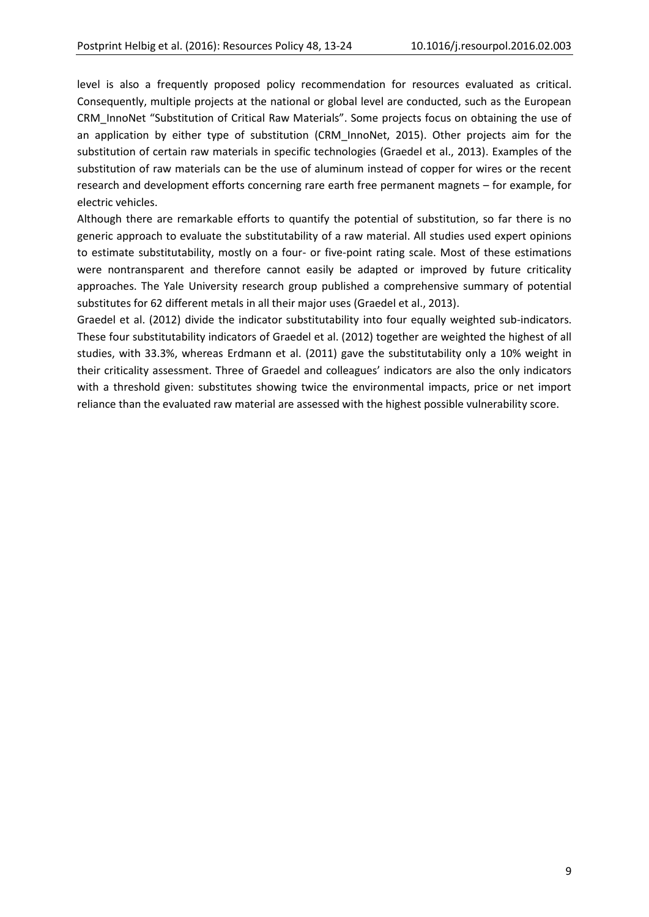level is also a frequently proposed policy recommendation for resources evaluated as critical. Consequently, multiple projects at the national or global level are conducted, such as the European CRM_InnoNet "Substitution of Critical Raw Materials". Some projects focus on obtaining the use of an application by either type of substitution (CRM_InnoNet, 2015). Other projects aim for the substitution of certain raw materials in specific technologies (Graedel et al., 2013). Examples of the substitution of raw materials can be the use of aluminum instead of copper for wires or the recent research and development efforts concerning rare earth free permanent magnets – for example, for electric vehicles.

Although there are remarkable efforts to quantify the potential of substitution, so far there is no generic approach to evaluate the substitutability of a raw material. All studies used expert opinions to estimate substitutability, mostly on a four- or five-point rating scale. Most of these estimations were nontransparent and therefore cannot easily be adapted or improved by future criticality approaches. The Yale University research group published a comprehensive summary of potential substitutes for 62 different metals in all their major uses (Graedel et al., 2013).

Graedel et al. (2012) divide the indicator substitutability into four equally weighted sub-indicators. These four substitutability indicators of Graedel et al. (2012) together are weighted the highest of all studies, with 33.3%, whereas Erdmann et al. (2011) gave the substitutability only a 10% weight in their criticality assessment. Three of Graedel and colleagues' indicators are also the only indicators with a threshold given: substitutes showing twice the environmental impacts, price or net import reliance than the evaluated raw material are assessed with the highest possible vulnerability score.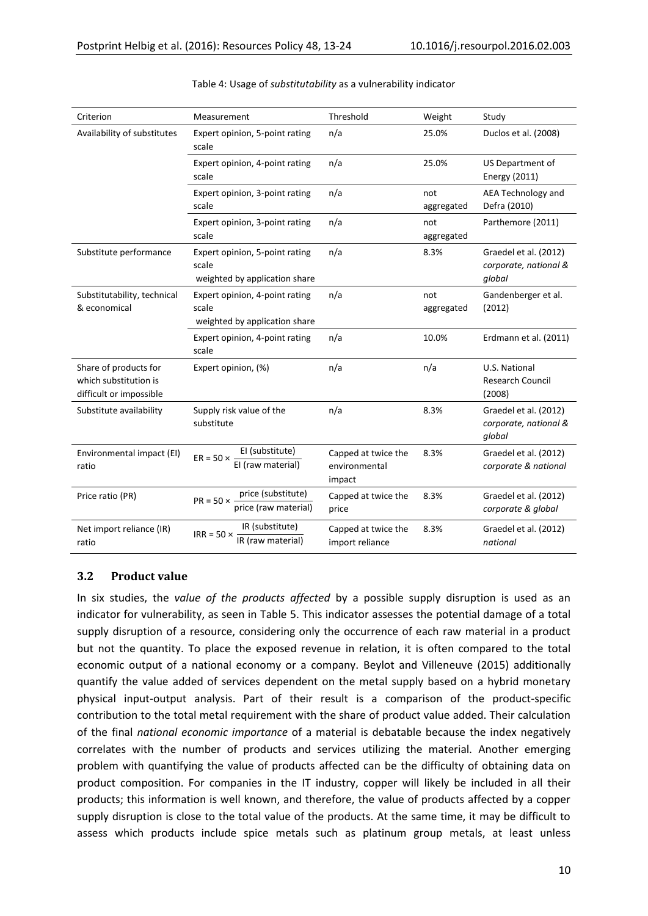Table 4: Usage of *substitutability* as a vulnerability indicator

| Criterion | Measurement | Threshold | Weight | Study |
|---|---|---|---|---|
| Availability of substitutes | Expert opinion, 5-point rating scale | n/a | 25.0% | Duclos et al. (2008) |
| | Expert opinion, 4-point rating scale | n/a | 25.0% | US Department of Energy (2011) |
| | Expert opinion, 3-point rating scale | n/a | not aggregated | AEA Technology and Defra (2010) |
| | Expert opinion, 3-point rating scale | n/a | not aggregated | Parthemore (2011) |
| Substitute performance | Expert opinion, 5-point rating scale weighted by application share | n/a | 8.3% | Graedel et al. (2012) *corporate, national & global* |
| Substitutability, technical & economical | Expert opinion, 4-point rating scale weighted by application share | n/a | not aggregated | Gandenberger et al. (2012) |
| | Expert opinion, 4-point rating scale | n/a | 10.0% | Erdmann et al. (2011) |
| Share of products for which substitution is difficult or impossible | Expert opinion, (%) | n/a | n/a | U.S. National Research Council (2008) |
| Substitute availability | Supply risk value of the substitute | n/a | 8.3% | Graedel et al. (2012) *corporate, national & global* |
| Environmental impact (EI) ratio | $ER = 50 \times \frac{\text{EI (substitute)}}{\text{EI (raw material)}}$ | Capped at twice the environmental impact | 8.3% | Graedel et al. (2012) *corporate & national* |
| Price ratio (PR) | $PR = 50 \times \frac{\text{price (substitute)}}{\text{price (raw material)}}$ | Capped at twice the price | 8.3% | Graedel et al. (2012) *corporate & global* |
| Net import reliance (IR) ratio | $IRR = 50 \times \frac{\text{IR (substitute)}}{\text{IR (raw material)}}$ | Capped at twice the import reliance | 8.3% | Graedel et al. (2012) *national* |

## 3.2 Product value

In six studies, the *value of the products affected* by a possible supply disruption is used as an indicator for vulnerability, as seen in Table 5. This indicator assesses the potential damage of a total supply disruption of a resource, considering only the occurrence of each raw material in a product but not the quantity. To place the exposed revenue in relation, it is often compared to the total economic output of a national economy or a company. Beylot and Villeneuve (2015) additionally quantify the value added of services dependent on the metal supply based on a hybrid monetary physical input-output analysis. Part of their result is a comparison of the product-specific contribution to the total metal requirement with the share of product value added. Their calculation of the final *national economic importance* of a material is debatable because the index negatively correlates with the number of products and services utilizing the material. Another emerging problem with quantifying the value of products affected can be the difficulty of obtaining data on product composition. For companies in the IT industry, copper will likely be included in all their products; this information is well known, and therefore, the value of products affected by a copper supply disruption is close to the total value of the products. At the same time, it may be difficult to assess which products include spice metals such as platinum group metals, at least unless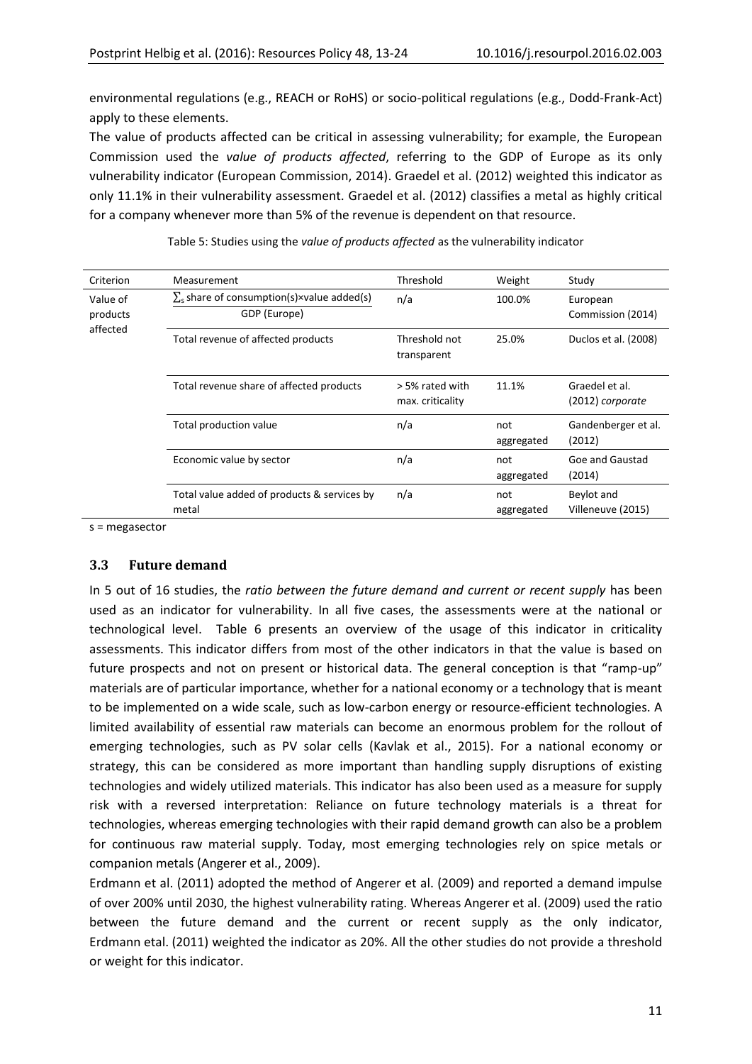environmental regulations (e.g., REACH or RoHS) or socio-political regulations (e.g., Dodd-Frank-Act) apply to these elements.

The value of products affected can be critical in assessing vulnerability; for example, the European Commission used the *value of products affected*, referring to the GDP of Europe as its only vulnerability indicator (European Commission, 2014). Graedel et al. (2012) weighted this indicator as only 11.1% in their vulnerability assessment. Graedel et al. (2012) classifies a metal as highly critical for a company whenever more than 5% of the revenue is dependent on that resource.

Table 5: Studies using the *value of products affected* as the vulnerability indicator

| Criterion | Measurement | Threshold | Weight | Study |
|---|---|---|---|---|
| Value of products affected | $\frac{\sum_s \text{share of consumption(s)} \times \text{value added(s)}}{\text{GDP (Europe)}}$ | n/a | 100.0% | European Commission (2014) |
| | Total revenue of affected products | Threshold not transparent | 25.0% | Duclos et al. (2008) |
| | Total revenue share of affected products | > 5% rated with max. criticality | 11.1% | Graedel et al. (2012) *corporate* |
| | Total production value | n/a | not aggregated | Gandenberger et al. (2012) |
| | Economic value by sector | n/a | not aggregated | Goe and Gaustad (2014) |
| | Total value added of products & services by metal | n/a | not aggregated | Beylot and Villeneuve (2015) |

s = megasector

### 3.3 Future demand

In 5 out of 16 studies, the *ratio between the future demand and current or recent supply* has been used as an indicator for vulnerability. In all five cases, the assessments were at the national or technological level. Table 6 presents an overview of the usage of this indicator in criticality assessments. This indicator differs from most of the other indicators in that the value is based on future prospects and not on present or historical data. The general conception is that "ramp-up" materials are of particular importance, whether for a national economy or a technology that is meant to be implemented on a wide scale, such as low-carbon energy or resource-efficient technologies. A limited availability of essential raw materials can become an enormous problem for the rollout of emerging technologies, such as PV solar cells (Kavlak et al., 2015). For a national economy or strategy, this can be considered as more important than handling supply disruptions of existing technologies and widely utilized materials. This indicator has also been used as a measure for supply risk with a reversed interpretation: Reliance on future technology materials is a threat for technologies, whereas emerging technologies with their rapid demand growth can also be a problem for continuous raw material supply. Today, most emerging technologies rely on spice metals or companion metals (Angerer et al., 2009).

Erdmann et al. (2011) adopted the method of Angerer et al. (2009) and reported a demand impulse of over 200% until 2030, the highest vulnerability rating. Whereas Angerer et al. (2009) used the ratio between the future demand and the current or recent supply as the only indicator, Erdmann etal. (2011) weighted the indicator as 20%. All the other studies do not provide a threshold or weight for this indicator.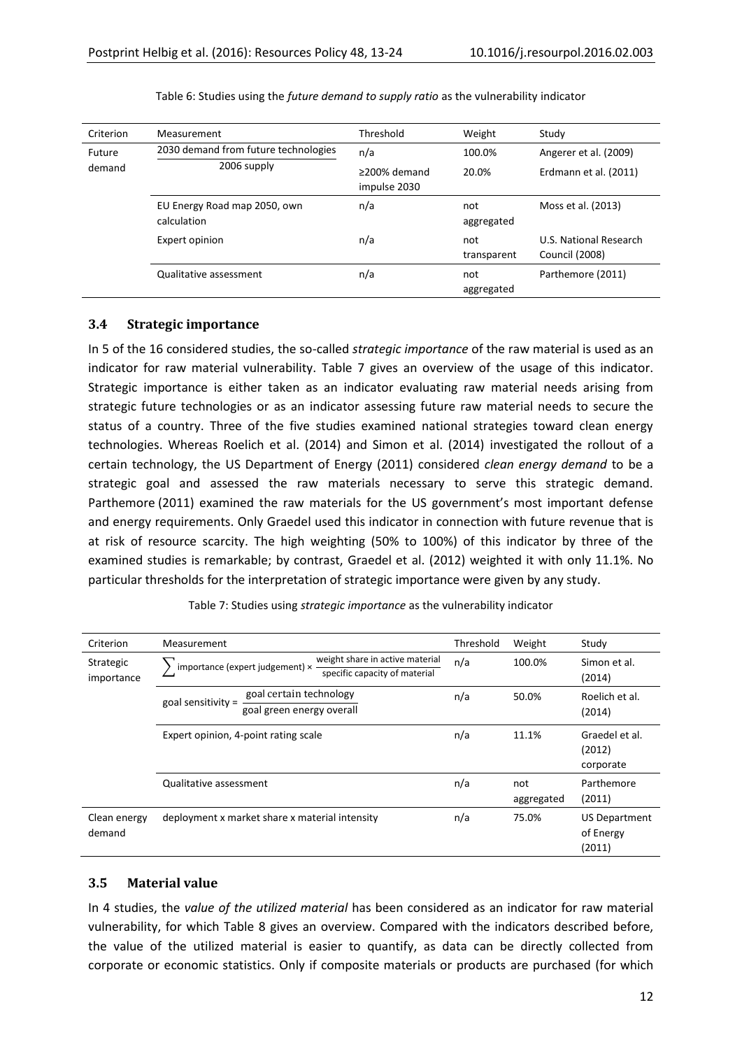Table 6: Studies using the *future demand to supply ratio* as the vulnerability indicator

| Criterion | Measurement | Threshold | Weight | Study |
|---|---|---|---|---|
| Future demand | $\frac{\text{2030 demand from future technologies}}{\text{2006 supply}}$ | n/a | 100.0% | Angerer et al. (2009) |
| | | ≥200% demand impulse 2030 | 20.0% | Erdmann et al. (2011) |
| | EU Energy Road map 2050, own calculation | n/a | not aggregated | Moss et al. (2013) |
| | Expert opinion | n/a | not transparent | U.S. National Research Council (2008) |
| | Qualitative assessment | n/a | not aggregated | Parthemore (2011) |

### 3.4 Strategic importance

In 5 of the 16 considered studies, the so-called *strategic importance* of the raw material is used as an indicator for raw material vulnerability. Table 7 gives an overview of the usage of this indicator. Strategic importance is either taken as an indicator evaluating raw material needs arising from strategic future technologies or as an indicator assessing future raw material needs to secure the status of a country. Three of the five studies examined national strategies toward clean energy technologies. Whereas Roelich et al. (2014) and Simon et al. (2014) investigated the rollout of a certain technology, the US Department of Energy (2011) considered *clean energy demand* to be a strategic goal and assessed the raw materials necessary to serve this strategic demand. Parthemore (2011) examined the raw materials for the US government's most important defense and energy requirements. Only Graedel used this indicator in connection with future revenue that is at risk of resource scarcity. The high weighting (50% to 100%) of this indicator by three of the examined studies is remarkable; by contrast, Graedel et al. (2012) weighted it with only 11.1%. No particular thresholds for the interpretation of strategic importance were given by any study.

Table 7: Studies using *strategic importance* as the vulnerability indicator

| Criterion | Measurement | Threshold | Weight | Study |
|---|---|---|---|---|
| Strategic importance | $\sum \text{importance (expert judgement)} \times \frac{\text{weight share in active material}}{\text{specific capacity of material}}$ | n/a | 100.0% | Simon et al. (2014) |
| | $\text{goal sensitivity} = \frac{\text{goal certain technology}}{\text{goal green energy overall}}$ | n/a | 50.0% | Roelich et al. (2014) |
| | Expert opinion, 4-point rating scale | n/a | 11.1% | Graedel et al. (2012) corporate |
| | Qualitative assessment | n/a | not aggregated | Parthemore (2011) |
| Clean energy demand | deployment x market share x material intensity | n/a | 75.0% | US Department of Energy (2011) |

### 3.5 Material value

In 4 studies, the *value of the utilized material* has been considered as an indicator for raw material vulnerability, for which Table 8 gives an overview. Compared with the indicators described before, the value of the utilized material is easier to quantify, as data can be directly collected from corporate or economic statistics. Only if composite materials or products are purchased (for which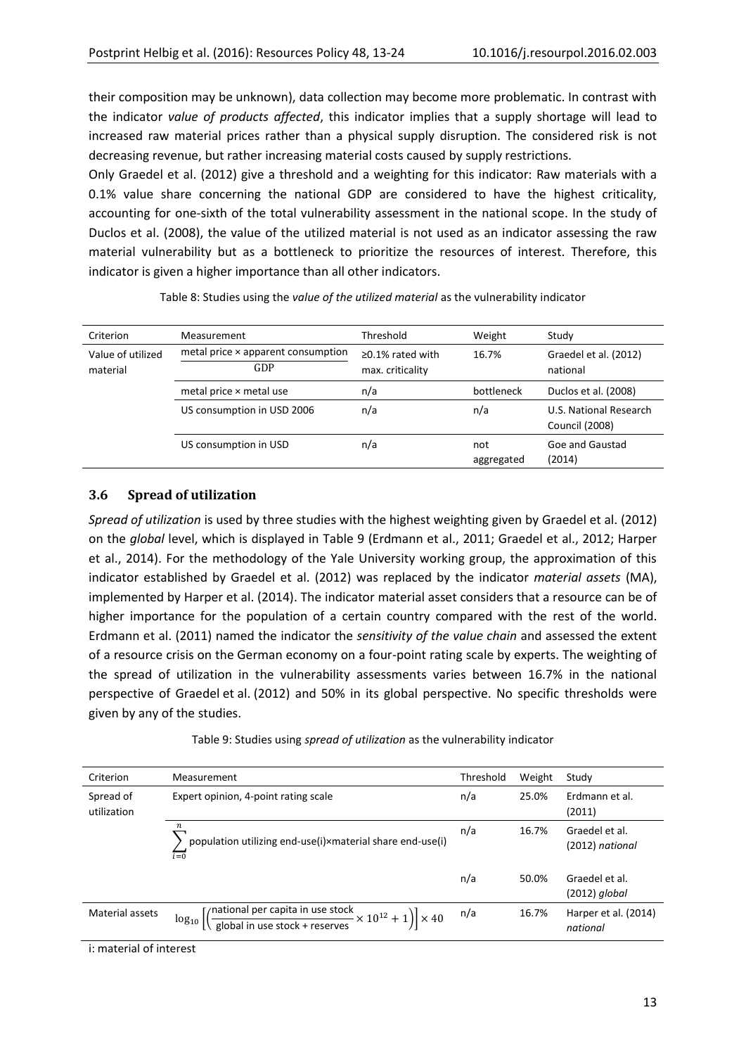their composition may be unknown), data collection may become more problematic. In contrast with the indicator *value of products affected*, this indicator implies that a supply shortage will lead to increased raw material prices rather than a physical supply disruption. The considered risk is not decreasing revenue, but rather increasing material costs caused by supply restrictions.

Only Graedel et al. (2012) give a threshold and a weighting for this indicator: Raw materials with a 0.1% value share concerning the national GDP are considered to have the highest criticality, accounting for one-sixth of the total vulnerability assessment in the national scope. In the study of Duclos et al. (2008), the value of the utilized material is not used as an indicator assessing the raw material vulnerability but as a bottleneck to prioritize the resources of interest. Therefore, this indicator is given a higher importance than all other indicators.

Table 8: Studies using the *value of the utilized material* as the vulnerability indicator

| Criterion | Measurement | Threshold | Weight | Study |
|---|---|---|---|---|
| Value of utilized material | $\frac{\text{metal price × apparent consumption}}{\text{GDP}}$ | ≥0.1% rated with max. criticality | 16.7% | Graedel et al. (2012) national |
| | metal price × metal use | n/a | bottleneck | Duclos et al. (2008) |
| | US consumption in USD 2006 | n/a | n/a | U.S. National Research Council (2008) |
| | US consumption in USD | n/a | not aggregated | Goe and Gaustad (2014) |

### 3.6 Spread of utilization

*Spread of utilization* is used by three studies with the highest weighting given by Graedel et al. (2012) on the *global* level, which is displayed in Table 9 (Erdmann et al., 2011; Graedel et al., 2012; Harper et al., 2014). For the methodology of the Yale University working group, the approximation of this indicator established by Graedel et al. (2012) was replaced by the indicator *material assets* (MA), implemented by Harper et al. (2014). The indicator material asset considers that a resource can be of higher importance for the population of a certain country compared with the rest of the world. Erdmann et al. (2011) named the indicator the *sensitivity of the value chain* and assessed the extent of a resource crisis on the German economy on a four-point rating scale by experts. The weighting of the spread of utilization in the vulnerability assessments varies between 16.7% in the national perspective of Graedel et al. (2012) and 50% in its global perspective. No specific thresholds were given by any of the studies.

Table 9: Studies using *spread of utilization* as the vulnerability indicator

| Criterion | Measurement | Threshold | Weight | Study |
|---|---|---|---|---|
| Spread of utilization | Expert opinion, 4-point rating scale | n/a | 25.0% | Erdmann et al. (2011) |
| | $\sum_{i=0}^{n} \text{population utilizing end-use(i)×material share end-use(i)}$ | n/a | 16.7% | Graedel et al. (2012) *national* |
| | | n/a | 50.0% | Graedel et al. (2012) *global* |
| Material assets | $\log_{10}\left[\left(\frac{\text{national per capita in use stock}}{\text{global in use stock + reserves}} \times 10^{12} + 1\right)\right] \times 40$ | n/a | 16.7% | Harper et al. (2014) *national* |

i: material of interest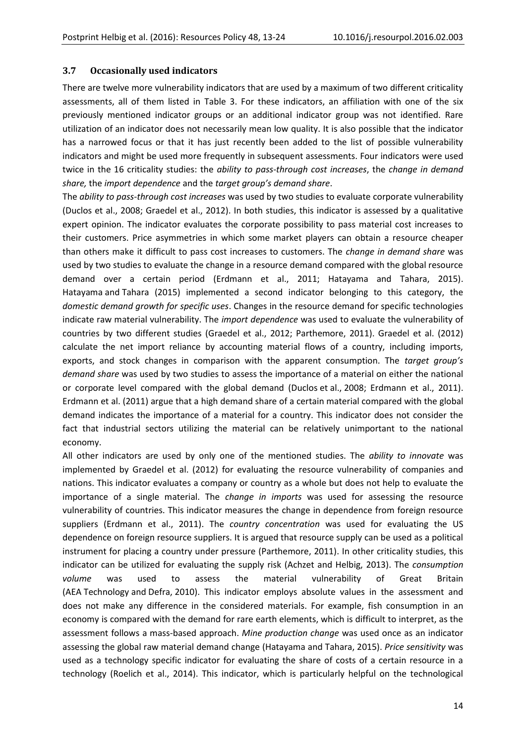### 3.7 Occasionally used indicators

There are twelve more vulnerability indicators that are used by a maximum of two different criticality assessments, all of them listed in Table 3. For these indicators, an affiliation with one of the six previously mentioned indicator groups or an additional indicator group was not identified. Rare utilization of an indicator does not necessarily mean low quality. It is also possible that the indicator has a narrowed focus or that it has just recently been added to the list of possible vulnerability indicators and might be used more frequently in subsequent assessments. Four indicators were used twice in the 16 criticality studies: the *ability to pass-through cost increases*, the *change in demand share,* the *import dependence* and the *target group's demand share*.

The *ability to pass-through cost increases* was used by two studies to evaluate corporate vulnerability (Duclos et al., 2008; Graedel et al., 2012). In both studies, this indicator is assessed by a qualitative expert opinion. The indicator evaluates the corporate possibility to pass material cost increases to their customers. Price asymmetries in which some market players can obtain a resource cheaper than others make it difficult to pass cost increases to customers. The *change in demand share* was used by two studies to evaluate the change in a resource demand compared with the global resource demand over a certain period (Erdmann et al., 2011; Hatayama and Tahara, 2015). Hatayama and Tahara (2015) implemented a second indicator belonging to this category, the *domestic demand growth for specific uses*. Changes in the resource demand for specific technologies indicate raw material vulnerability. The *import dependence* was used to evaluate the vulnerability of countries by two different studies (Graedel et al., 2012; Parthemore, 2011). Graedel et al. (2012) calculate the net import reliance by accounting material flows of a country, including imports, exports, and stock changes in comparison with the apparent consumption. The *target group's demand share* was used by two studies to assess the importance of a material on either the national or corporate level compared with the global demand (Duclos et al., 2008; Erdmann et al., 2011). Erdmann et al. (2011) argue that a high demand share of a certain material compared with the global demand indicates the importance of a material for a country. This indicator does not consider the fact that industrial sectors utilizing the material can be relatively unimportant to the national economy.

All other indicators are used by only one of the mentioned studies. The *ability to innovate* was implemented by Graedel et al. (2012) for evaluating the resource vulnerability of companies and nations. This indicator evaluates a company or country as a whole but does not help to evaluate the importance of a single material. The *change in imports* was used for assessing the resource vulnerability of countries. This indicator measures the change in dependence from foreign resource suppliers (Erdmann et al., 2011). The *country concentration* was used for evaluating the US dependence on foreign resource suppliers. It is argued that resource supply can be used as a political instrument for placing a country under pressure (Parthemore, 2011). In other criticality studies, this indicator can be utilized for evaluating the supply risk (Achzet and Helbig, 2013). The *consumption volume* was used to assess the material vulnerability of Great Britain (AEA Technology and Defra, 2010). This indicator employs absolute values in the assessment and does not make any difference in the considered materials. For example, fish consumption in an economy is compared with the demand for rare earth elements, which is difficult to interpret, as the assessment follows a mass-based approach. *Mine production change* was used once as an indicator assessing the global raw material demand change (Hatayama and Tahara, 2015). *Price sensitivity* was used as a technology specific indicator for evaluating the share of costs of a certain resource in a technology (Roelich et al., 2014). This indicator, which is particularly helpful on the technological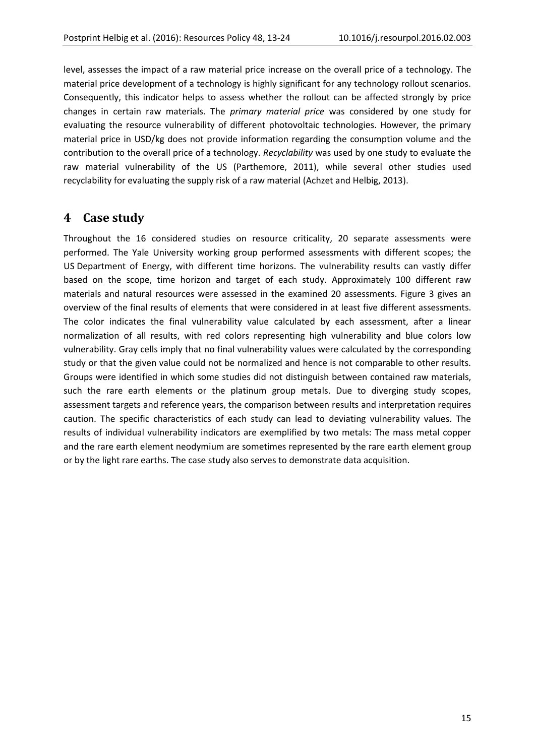level, assesses the impact of a raw material price increase on the overall price of a technology. The material price development of a technology is highly significant for any technology rollout scenarios. Consequently, this indicator helps to assess whether the rollout can be affected strongly by price changes in certain raw materials. The *primary material price* was considered by one study for evaluating the resource vulnerability of different photovoltaic technologies. However, the primary material price in USD/kg does not provide information regarding the consumption volume and the contribution to the overall price of a technology. *Recyclability* was used by one study to evaluate the raw material vulnerability of the US (Parthemore, 2011), while several other studies used recyclability for evaluating the supply risk of a raw material (Achzet and Helbig, 2013).

# 4 Case study

Throughout the 16 considered studies on resource criticality, 20 separate assessments were performed. The Yale University working group performed assessments with different scopes; the US Department of Energy, with different time horizons. The vulnerability results can vastly differ based on the scope, time horizon and target of each study. Approximately 100 different raw materials and natural resources were assessed in the examined 20 assessments. Figure 3 gives an overview of the final results of elements that were considered in at least five different assessments. The color indicates the final vulnerability value calculated by each assessment, after a linear normalization of all results, with red colors representing high vulnerability and blue colors low vulnerability. Gray cells imply that no final vulnerability values were calculated by the corresponding study or that the given value could not be normalized and hence is not comparable to other results. Groups were identified in which some studies did not distinguish between contained raw materials, such the rare earth elements or the platinum group metals. Due to diverging study scopes, assessment targets and reference years, the comparison between results and interpretation requires caution. The specific characteristics of each study can lead to deviating vulnerability values. The results of individual vulnerability indicators are exemplified by two metals: The mass metal copper and the rare earth element neodymium are sometimes represented by the rare earth element group or by the light rare earths. The case study also serves to demonstrate data acquisition.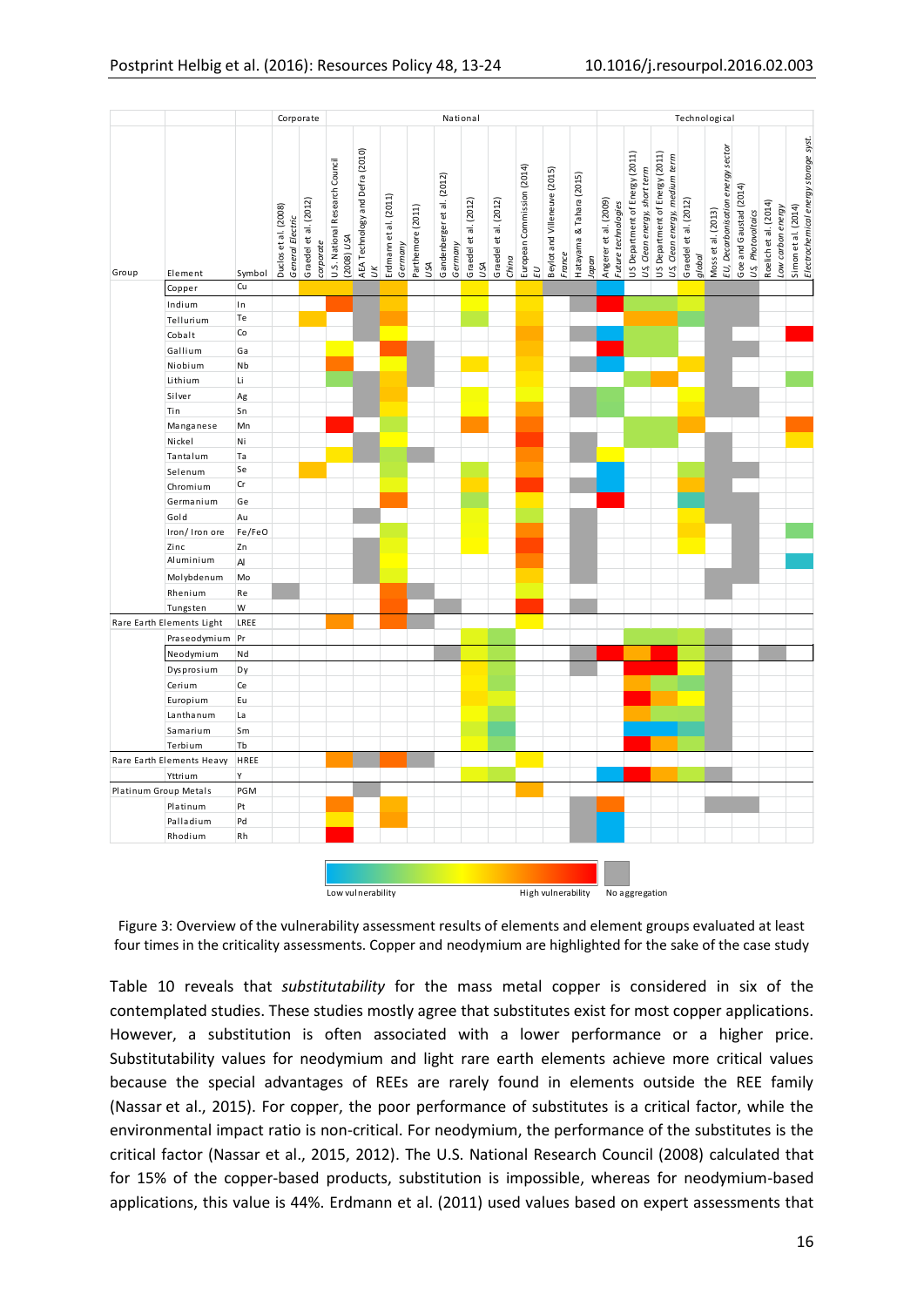Figure 3: Overview of the vulnerability assessment results of elements and element groups evaluated at least four times in the criticality assessments. Copper and neodymium are highlighted for the sake of the case study

Table 10 reveals that *substitutability* for the mass metal copper is considered in six of the contemplated studies. These studies mostly agree that substitutes exist for most copper applications. However, a substitution is often associated with a lower performance or a higher price. Substitutability values for neodymium and light rare earth elements achieve more critical values because the special advantages of REEs are rarely found in elements outside the REE family (Nassar et al., 2015). For copper, the poor performance of substitutes is a critical factor, while the environmental impact ratio is non-critical. For neodymium, the performance of the substitutes is the critical factor (Nassar et al., 2015, 2012). The U.S. National Research Council (2008) calculated that for 15% of the copper-based products, substitution is impossible, whereas for neodymium-based applications, this value is 44%. Erdmann et al. (2011) used values based on expert assessments that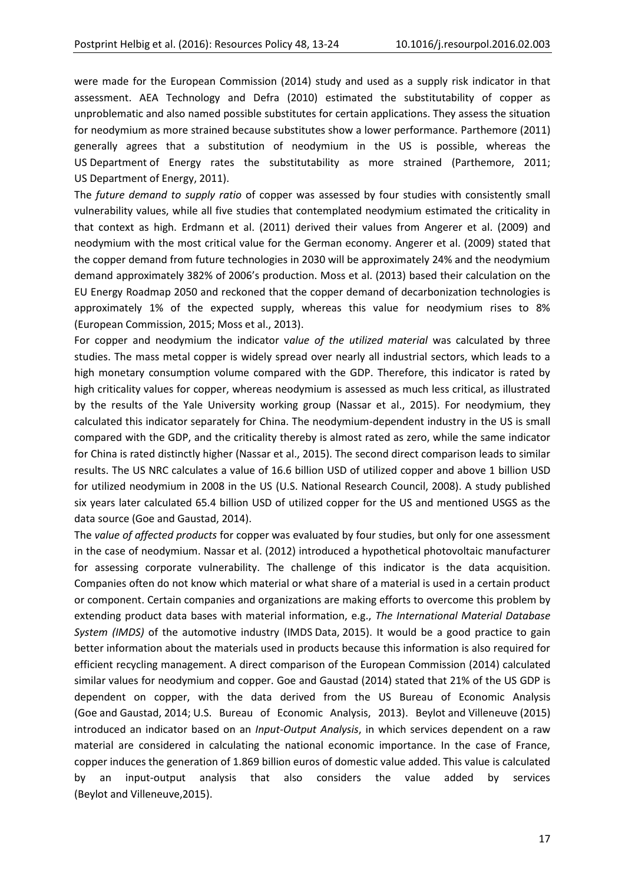were made for the European Commission (2014) study and used as a supply risk indicator in that assessment. AEA Technology and Defra (2010) estimated the substitutability of copper as unproblematic and also named possible substitutes for certain applications. They assess the situation for neodymium as more strained because substitutes show a lower performance. Parthemore (2011) generally agrees that a substitution of neodymium in the US is possible, whereas the US Department of Energy rates the substitutability as more strained (Parthemore, 2011; US Department of Energy, 2011).

The *future demand to supply ratio* of copper was assessed by four studies with consistently small vulnerability values, while all five studies that contemplated neodymium estimated the criticality in that context as high. Erdmann et al. (2011) derived their values from Angerer et al. (2009) and neodymium with the most critical value for the German economy. Angerer et al. (2009) stated that the copper demand from future technologies in 2030 will be approximately 24% and the neodymium demand approximately 382% of 2006's production. Moss et al. (2013) based their calculation on the EU Energy Roadmap 2050 and reckoned that the copper demand of decarbonization technologies is approximately 1% of the expected supply, whereas this value for neodymium rises to 8% (European Commission, 2015; Moss et al., 2013).

For copper and neodymium the indicator v*alue of the utilized material* was calculated by three studies. The mass metal copper is widely spread over nearly all industrial sectors, which leads to a high monetary consumption volume compared with the GDP. Therefore, this indicator is rated by high criticality values for copper, whereas neodymium is assessed as much less critical, as illustrated by the results of the Yale University working group (Nassar et al., 2015). For neodymium, they calculated this indicator separately for China. The neodymium-dependent industry in the US is small compared with the GDP, and the criticality thereby is almost rated as zero, while the same indicator for China is rated distinctly higher (Nassar et al., 2015). The second direct comparison leads to similar results. The US NRC calculates a value of 16.6 billion USD of utilized copper and above 1 billion USD for utilized neodymium in 2008 in the US (U.S. National Research Council, 2008). A study published six years later calculated 65.4 billion USD of utilized copper for the US and mentioned USGS as the data source (Goe and Gaustad, 2014).

The *value of affected products* for copper was evaluated by four studies, but only for one assessment in the case of neodymium. Nassar et al. (2012) introduced a hypothetical photovoltaic manufacturer for assessing corporate vulnerability. The challenge of this indicator is the data acquisition. Companies often do not know which material or what share of a material is used in a certain product or component. Certain companies and organizations are making efforts to overcome this problem by extending product data bases with material information, e.g., *The International Material Database System (IMDS)* of the automotive industry (IMDS Data, 2015). It would be a good practice to gain better information about the materials used in products because this information is also required for efficient recycling management. A direct comparison of the European Commission (2014) calculated similar values for neodymium and copper. Goe and Gaustad (2014) stated that 21% of the US GDP is dependent on copper, with the data derived from the US Bureau of Economic Analysis (Goe and Gaustad, 2014; U.S. Bureau of Economic Analysis, 2013). Beylot and Villeneuve (2015) introduced an indicator based on an *Input-Output Analysis*, in which services dependent on a raw material are considered in calculating the national economic importance. In the case of France, copper induces the generation of 1.869 billion euros of domestic value added. This value is calculated by an input-output analysis that also considers the value added by services (Beylot and Villeneuve,2015).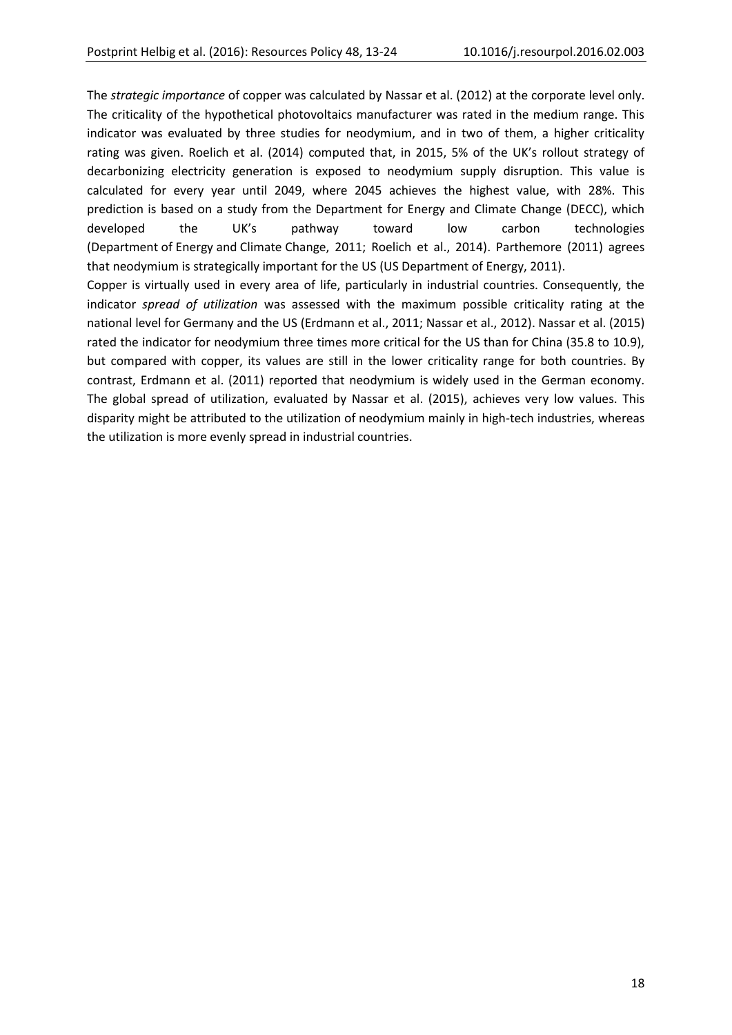The *strategic importance* of copper was calculated by Nassar et al. (2012) at the corporate level only. The criticality of the hypothetical photovoltaics manufacturer was rated in the medium range. This indicator was evaluated by three studies for neodymium, and in two of them, a higher criticality rating was given. Roelich et al. (2014) computed that, in 2015, 5% of the UK's rollout strategy of decarbonizing electricity generation is exposed to neodymium supply disruption. This value is calculated for every year until 2049, where 2045 achieves the highest value, with 28%. This prediction is based on a study from the Department for Energy and Climate Change (DECC), which developed the UK's pathway toward low carbon technologies (Department of Energy and Climate Change, 2011; Roelich et al., 2014). Parthemore (2011) agrees that neodymium is strategically important for the US (US Department of Energy, 2011).

Copper is virtually used in every area of life, particularly in industrial countries. Consequently, the indicator *spread of utilization* was assessed with the maximum possible criticality rating at the national level for Germany and the US (Erdmann et al., 2011; Nassar et al., 2012). Nassar et al. (2015) rated the indicator for neodymium three times more critical for the US than for China (35.8 to 10.9), but compared with copper, its values are still in the lower criticality range for both countries. By contrast, Erdmann et al. (2011) reported that neodymium is widely used in the German economy. The global spread of utilization, evaluated by Nassar et al. (2015), achieves very low values. This disparity might be attributed to the utilization of neodymium mainly in high-tech industries, whereas the utilization is more evenly spread in industrial countries.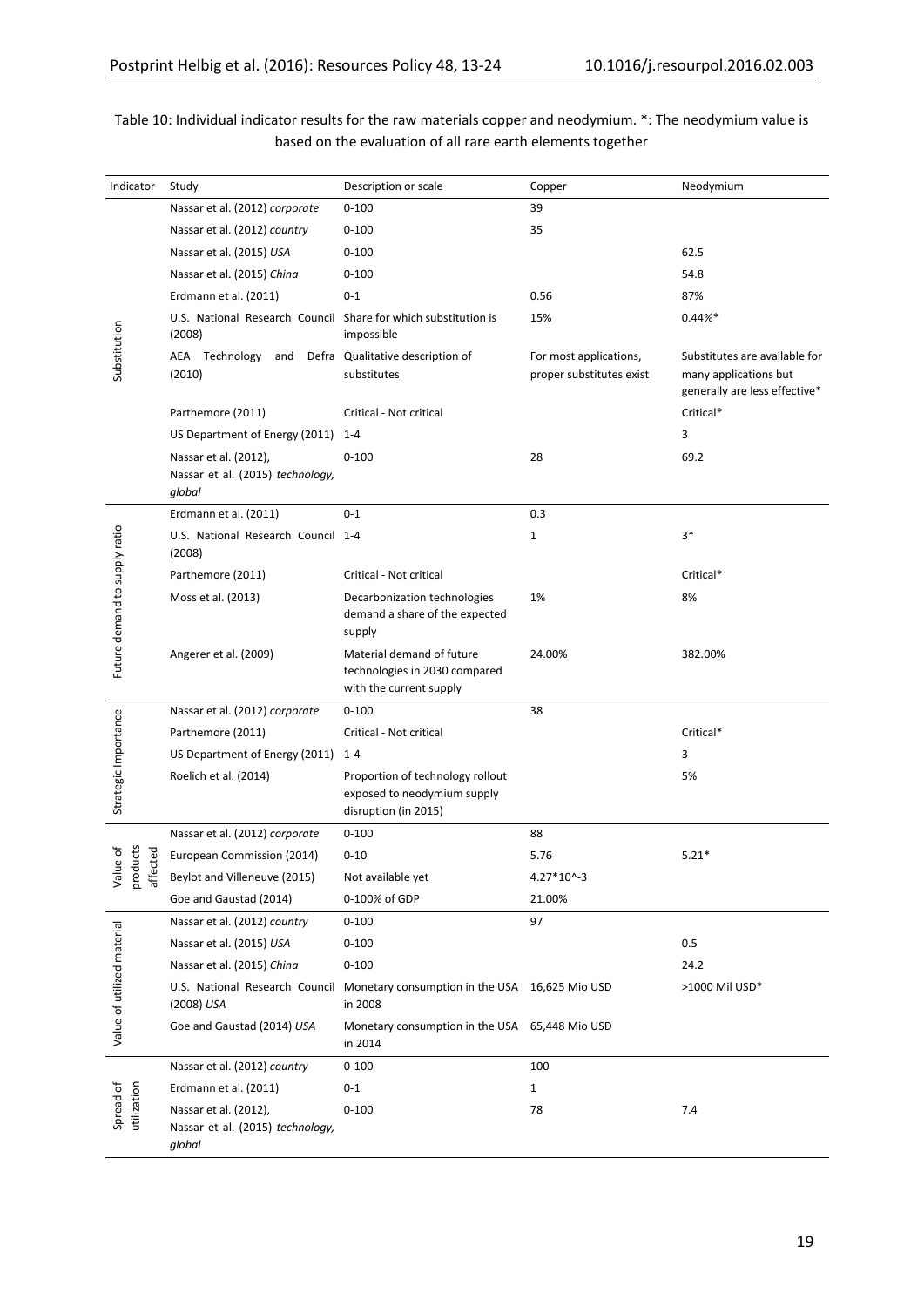Table 10: Individual indicator results for the raw materials copper and neodymium. *: The neodymium value is based on the evaluation of all rare earth elements together

| Indicator | Study | Description or scale | Copper | Neodymium |
|---|---|---|---|---|
| Substitution | Nassar et al. (2012) *corporate* | 0-100 | 39 | |
| | Nassar et al. (2012) *country* | 0-100 | 35 | |
| | Nassar et al. (2015) *USA* | 0-100 | | 62.5 |
| | Nassar et al. (2015) *China* | 0-100 | | 54.8 |
| | Erdmann et al. (2011) | 0-1 | 0.56 | 87% |
| | U.S. National Research Council (2008) | Share for which substitution is impossible | 15% | 0.44%* |
| | AEA Technology and Defra (2010) | Qualitative description of substitutes | For most applications, proper substitutes exist | Substitutes are available for many applications but generally are less effective* |
| | Parthemore (2011) | Critical - Not critical | | Critical* |
| | US Department of Energy (2011) | 1-4 | | 3 |
| | Nassar et al. (2012), Nassar et al. (2015) *technology, global* | 0-100 | 28 | 69.2 |
| Future demand to supply ratio | Erdmann et al. (2011) | 0-1 | 0.3 | |
| | U.S. National Research Council (2008) | 1-4 | 1 | 3* |
| | Parthemore (2011) | Critical - Not critical | | Critical* |
| | Moss et al. (2013) | Decarbonization technologies demand a share of the expected supply | 1% | 8% |
| | Angerer et al. (2009) | Material demand of future technologies in 2030 compared with the current supply | 24.00% | 382.00% |
| Strategic Importance | Nassar et al. (2012) *corporate* | 0-100 | 38 | |
| | Parthemore (2011) | Critical - Not critical | | Critical* |
| | US Department of Energy (2011) | 1-4 | | 3 |
| | Roelich et al. (2014) | Proportion of technology rollout exposed to neodymium supply disruption (in 2015) | | 5% |
| Value of products affected | Nassar et al. (2012) *corporate* | 0-100 | 88 | |
| | European Commission (2014) | 0-10 | 5.76 | 5.21* |
| | Beylot and Villeneuve (2015) | Not available yet | 4.27*10^-3 | |
| | Goe and Gaustad (2014) | 0-100% of GDP | 21.00% | |
| Value of utilized material | Nassar et al. (2012) *country* | 0-100 | 97 | |
| | Nassar et al. (2015) *USA* | 0-100 | | 0.5 |
| | Nassar et al. (2015) *China* | 0-100 | | 24.2 |
| | U.S. National Research Council (2008) *USA* | Monetary consumption in the USA in 2008 | 16,625 Mio USD | >1000 Mil USD* |
| | Goe and Gaustad (2014) *USA* | Monetary consumption in the USA in 2014 | 65,448 Mio USD | |
| Spread of utilization | Nassar et al. (2012) *country* | 0-100 | 100 | |
| | Erdmann et al. (2011) | 0-1 | 1 | |
| | Nassar et al. (2012), Nassar et al. (2015) *technology, global* | 0-100 | 78 | 7.4 |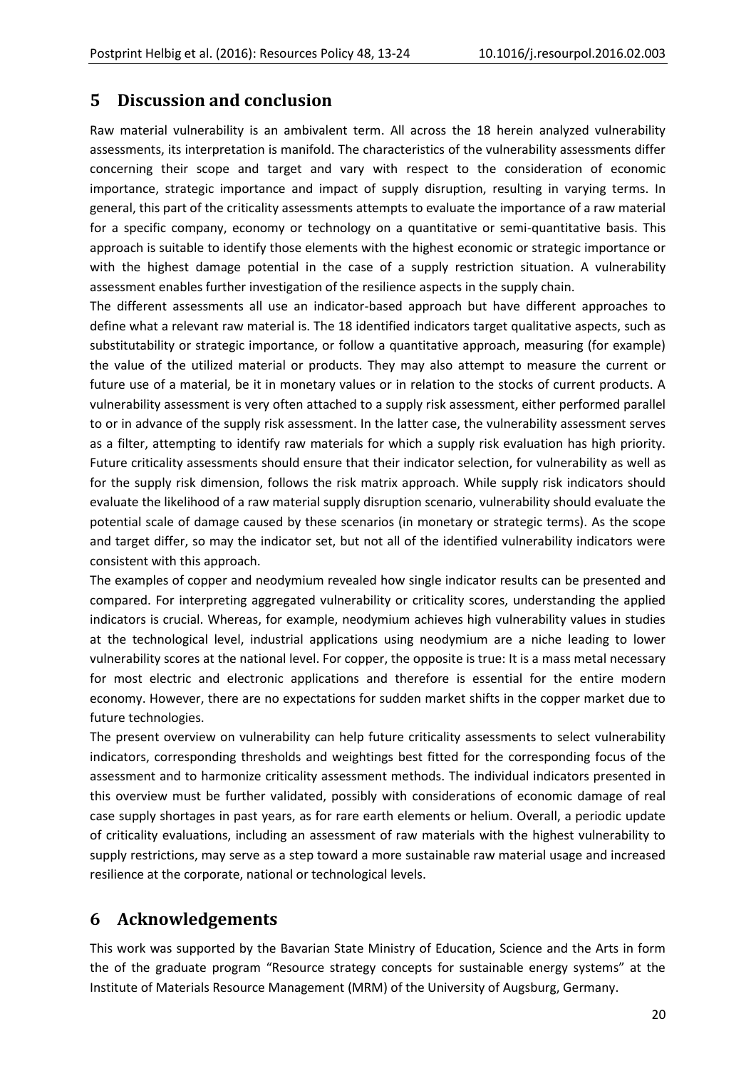## 5 Discussion and conclusion

Raw material vulnerability is an ambivalent term. All across the 18 herein analyzed vulnerability assessments, its interpretation is manifold. The characteristics of the vulnerability assessments differ concerning their scope and target and vary with respect to the consideration of economic importance, strategic importance and impact of supply disruption, resulting in varying terms. In general, this part of the criticality assessments attempts to evaluate the importance of a raw material for a specific company, economy or technology on a quantitative or semi-quantitative basis. This approach is suitable to identify those elements with the highest economic or strategic importance or with the highest damage potential in the case of a supply restriction situation. A vulnerability assessment enables further investigation of the resilience aspects in the supply chain.

The different assessments all use an indicator-based approach but have different approaches to define what a relevant raw material is. The 18 identified indicators target qualitative aspects, such as substitutability or strategic importance, or follow a quantitative approach, measuring (for example) the value of the utilized material or products. They may also attempt to measure the current or future use of a material, be it in monetary values or in relation to the stocks of current products. A vulnerability assessment is very often attached to a supply risk assessment, either performed parallel to or in advance of the supply risk assessment. In the latter case, the vulnerability assessment serves as a filter, attempting to identify raw materials for which a supply risk evaluation has high priority. Future criticality assessments should ensure that their indicator selection, for vulnerability as well as for the supply risk dimension, follows the risk matrix approach. While supply risk indicators should evaluate the likelihood of a raw material supply disruption scenario, vulnerability should evaluate the potential scale of damage caused by these scenarios (in monetary or strategic terms). As the scope and target differ, so may the indicator set, but not all of the identified vulnerability indicators were consistent with this approach.

The examples of copper and neodymium revealed how single indicator results can be presented and compared. For interpreting aggregated vulnerability or criticality scores, understanding the applied indicators is crucial. Whereas, for example, neodymium achieves high vulnerability values in studies at the technological level, industrial applications using neodymium are a niche leading to lower vulnerability scores at the national level. For copper, the opposite is true: It is a mass metal necessary for most electric and electronic applications and therefore is essential for the entire modern economy. However, there are no expectations for sudden market shifts in the copper market due to future technologies.

The present overview on vulnerability can help future criticality assessments to select vulnerability indicators, corresponding thresholds and weightings best fitted for the corresponding focus of the assessment and to harmonize criticality assessment methods. The individual indicators presented in this overview must be further validated, possibly with considerations of economic damage of real case supply shortages in past years, as for rare earth elements or helium. Overall, a periodic update of criticality evaluations, including an assessment of raw materials with the highest vulnerability to supply restrictions, may serve as a step toward a more sustainable raw material usage and increased resilience at the corporate, national or technological levels.

## 6 Acknowledgements

This work was supported by the Bavarian State Ministry of Education, Science and the Arts in form the of the graduate program "Resource strategy concepts for sustainable energy systems" at the Institute of Materials Resource Management (MRM) of the University of Augsburg, Germany.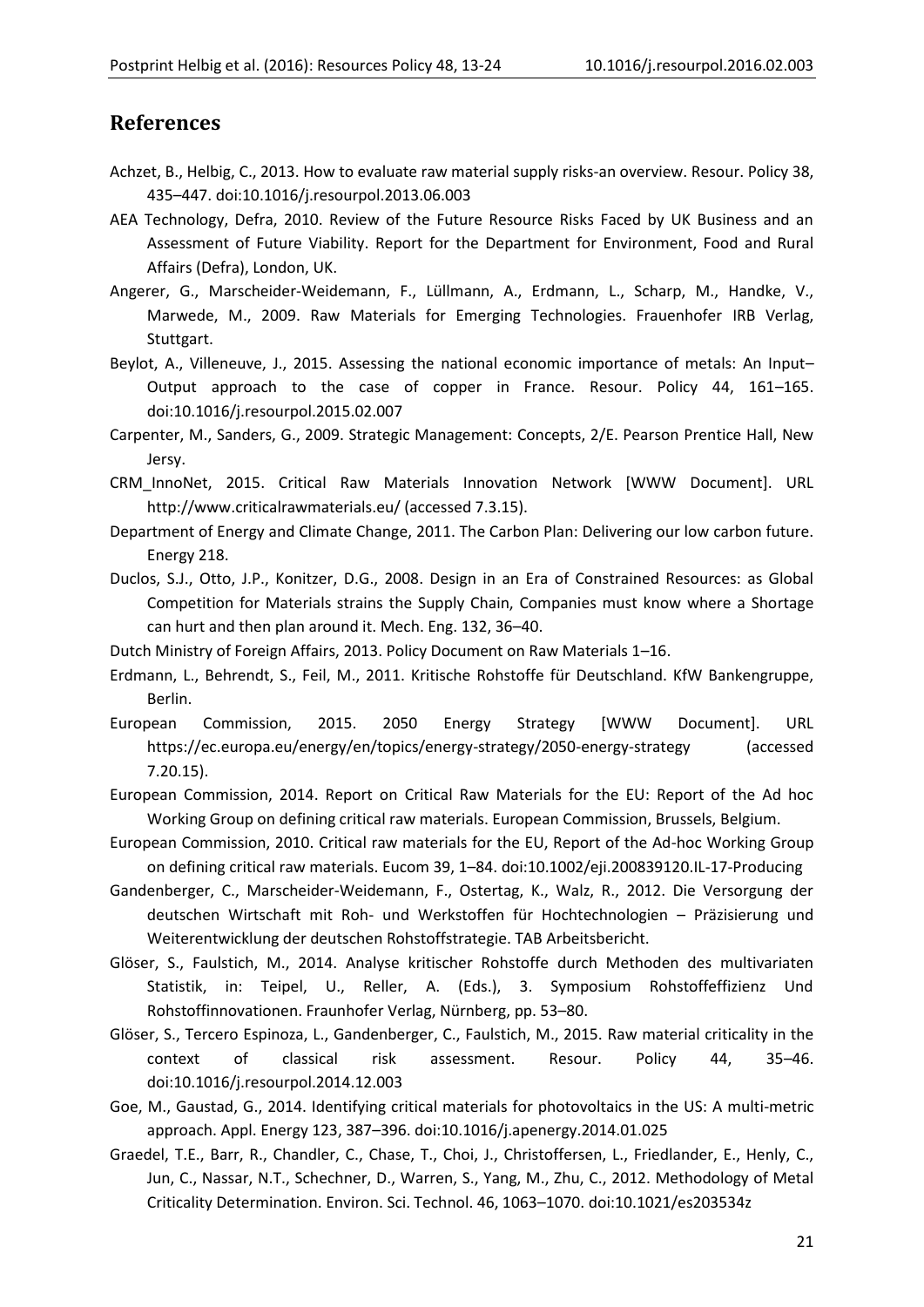## References

Achzet, B., Helbig, C., 2013. How to evaluate raw material supply risks-an overview. Resour. Policy 38, 435–447. doi:10.1016/j.resourpol.2013.06.003

AEA Technology, Defra, 2010. Review of the Future Resource Risks Faced by UK Business and an Assessment of Future Viability. Report for the Department for Environment, Food and Rural Affairs (Defra), London, UK.

Angerer, G., Marscheider-Weidemann, F., Lüllmann, A., Erdmann, L., Scharp, M., Handke, V., Marwede, M., 2009. Raw Materials for Emerging Technologies. Frauenhofer IRB Verlag, Stuttgart.

Beylot, A., Villeneuve, J., 2015. Assessing the national economic importance of metals: An Input–Output approach to the case of copper in France. Resour. Policy 44, 161–165. doi:10.1016/j.resourpol.2015.02.007

Carpenter, M., Sanders, G., 2009. Strategic Management: Concepts, 2/E. Pearson Prentice Hall, New Jersy.

CRM_InnoNet, 2015. Critical Raw Materials Innovation Network [WWW Document]. URL http://www.criticalrawmaterials.eu/ (accessed 7.3.15).

Department of Energy and Climate Change, 2011. The Carbon Plan: Delivering our low carbon future. Energy 218.

Duclos, S.J., Otto, J.P., Konitzer, D.G., 2008. Design in an Era of Constrained Resources: as Global Competition for Materials strains the Supply Chain, Companies must know where a Shortage can hurt and then plan around it. Mech. Eng. 132, 36–40.

Dutch Ministry of Foreign Affairs, 2013. Policy Document on Raw Materials 1–16.

Erdmann, L., Behrendt, S., Feil, M., 2011. Kritische Rohstoffe für Deutschland. KfW Bankengruppe, Berlin.

European Commission, 2015. 2050 Energy Strategy [WWW Document]. URL https://ec.europa.eu/energy/en/topics/energy-strategy/2050-energy-strategy (accessed 7.20.15).

European Commission, 2014. Report on Critical Raw Materials for the EU: Report of the Ad hoc Working Group on defining critical raw materials. European Commission, Brussels, Belgium.

European Commission, 2010. Critical raw materials for the EU, Report of the Ad-hoc Working Group on defining critical raw materials. Eucom 39, 1–84. doi:10.1002/eji.200839120.IL-17-Producing

Gandenberger, C., Marscheider-Weidemann, F., Ostertag, K., Walz, R., 2012. Die Versorgung der deutschen Wirtschaft mit Roh- und Werkstoffen für Hochtechnologien – Präzisierung und Weiterentwicklung der deutschen Rohstoffstrategie. TAB Arbeitsbericht.

Glöser, S., Faulstich, M., 2014. Analyse kritischer Rohstoffe durch Methoden des multivariaten Statistik, in: Teipel, U., Reller, A. (Eds.), 3. Symposium Rohstoffeffizienz Und Rohstoffinnovationen. Fraunhofer Verlag, Nürnberg, pp. 53–80.

Glöser, S., Tercero Espinoza, L., Gandenberger, C., Faulstich, M., 2015. Raw material criticality in the context of classical risk assessment. Resour. Policy 44, 35–46. doi:10.1016/j.resourpol.2014.12.003

Goe, M., Gaustad, G., 2014. Identifying critical materials for photovoltaics in the US: A multi-metric approach. Appl. Energy 123, 387–396. doi:10.1016/j.apenergy.2014.01.025

Graedel, T.E., Barr, R., Chandler, C., Chase, T., Choi, J., Christoffersen, L., Friedlander, E., Henly, C., Jun, C., Nassar, N.T., Schechner, D., Warren, S., Yang, M., Zhu, C., 2012. Methodology of Metal Criticality Determination. Environ. Sci. Technol. 46, 1063–1070. doi:10.1021/es203534z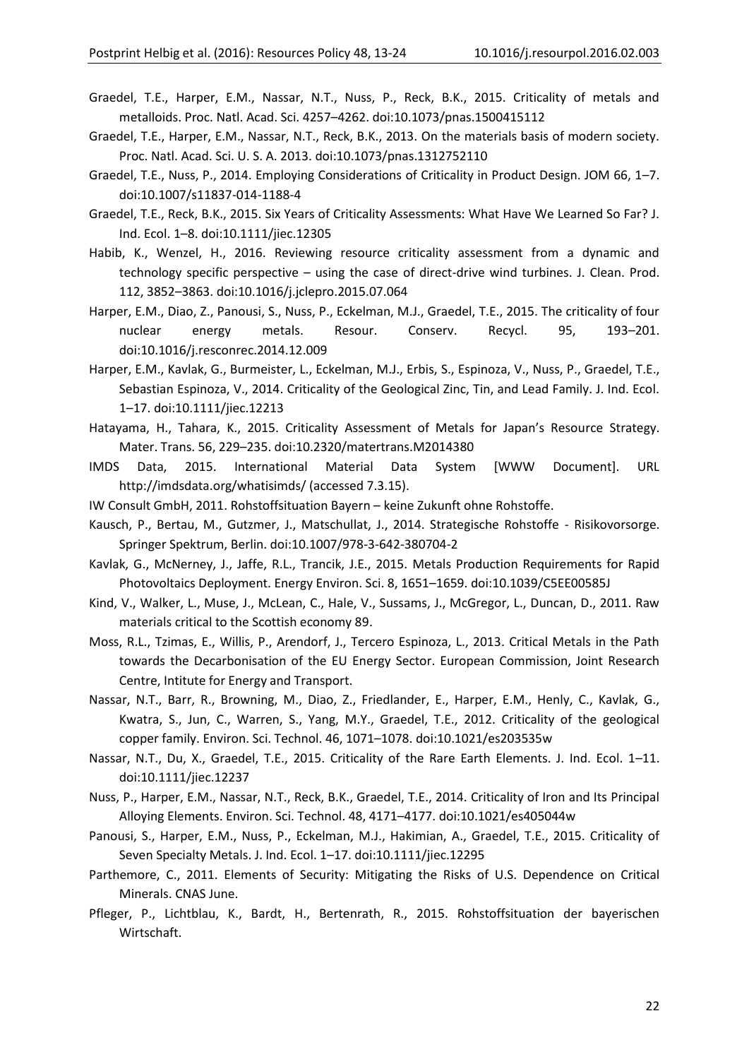Graedel, T.E., Harper, E.M., Nassar, N.T., Nuss, P., Reck, B.K., 2015. Criticality of metals and metalloids. Proc. Natl. Acad. Sci. 4257–4262. doi:10.1073/pnas.1500415112

Graedel, T.E., Harper, E.M., Nassar, N.T., Reck, B.K., 2013. On the materials basis of modern society. Proc. Natl. Acad. Sci. U. S. A. 2013. doi:10.1073/pnas.1312752110

Graedel, T.E., Nuss, P., 2014. Employing Considerations of Criticality in Product Design. JOM 66, 1–7. doi:10.1007/s11837-014-1188-4

Graedel, T.E., Reck, B.K., 2015. Six Years of Criticality Assessments: What Have We Learned So Far? J. Ind. Ecol. 1–8. doi:10.1111/jiec.12305

Habib, K., Wenzel, H., 2016. Reviewing resource criticality assessment from a dynamic and technology specific perspective – using the case of direct-drive wind turbines. J. Clean. Prod. 112, 3852–3863. doi:10.1016/j.jclepro.2015.07.064

Harper, E.M., Diao, Z., Panousi, S., Nuss, P., Eckelman, M.J., Graedel, T.E., 2015. The criticality of four nuclear energy metals. Resour. Conserv. Recycl. 95, 193–201. doi:10.1016/j.resconrec.2014.12.009

Harper, E.M., Kavlak, G., Burmeister, L., Eckelman, M.J., Erbis, S., Espinoza, V., Nuss, P., Graedel, T.E., Sebastian Espinoza, V., 2014. Criticality of the Geological Zinc, Tin, and Lead Family. J. Ind. Ecol. 1–17. doi:10.1111/jiec.12213

Hatayama, H., Tahara, K., 2015. Criticality Assessment of Metals for Japan's Resource Strategy. Mater. Trans. 56, 229–235. doi:10.2320/matertrans.M2014380

IMDS Data, 2015. International Material Data System [WWW Document]. URL http://imdsdata.org/whatisimds/ (accessed 7.3.15).

IW Consult GmbH, 2011. Rohstoffsituation Bayern – keine Zukunft ohne Rohstoffe.

Kausch, P., Bertau, M., Gutzmer, J., Matschullat, J., 2014. Strategische Rohstoffe - Risikovorsorge. Springer Spektrum, Berlin. doi:10.1007/978-3-642-380704-2

Kavlak, G., McNerney, J., Jaffe, R.L., Trancik, J.E., 2015. Metals Production Requirements for Rapid Photovoltaics Deployment. Energy Environ. Sci. 8, 1651–1659. doi:10.1039/C5EE00585J

Kind, V., Walker, L., Muse, J., McLean, C., Hale, V., Sussams, J., McGregor, L., Duncan, D., 2011. Raw materials critical to the Scottish economy 89.

Moss, R.L., Tzimas, E., Willis, P., Arendorf, J., Tercero Espinoza, L., 2013. Critical Metals in the Path towards the Decarbonisation of the EU Energy Sector. European Commission, Joint Research Centre, Intitute for Energy and Transport.

Nassar, N.T., Barr, R., Browning, M., Diao, Z., Friedlander, E., Harper, E.M., Henly, C., Kavlak, G., Kwatra, S., Jun, C., Warren, S., Yang, M.Y., Graedel, T.E., 2012. Criticality of the geological copper family. Environ. Sci. Technol. 46, 1071–1078. doi:10.1021/es203535w

Nassar, N.T., Du, X., Graedel, T.E., 2015. Criticality of the Rare Earth Elements. J. Ind. Ecol. 1–11. doi:10.1111/jiec.12237

Nuss, P., Harper, E.M., Nassar, N.T., Reck, B.K., Graedel, T.E., 2014. Criticality of Iron and Its Principal Alloying Elements. Environ. Sci. Technol. 48, 4171–4177. doi:10.1021/es405044w

Panousi, S., Harper, E.M., Nuss, P., Eckelman, M.J., Hakimian, A., Graedel, T.E., 2015. Criticality of Seven Specialty Metals. J. Ind. Ecol. 1–17. doi:10.1111/jiec.12295

Parthemore, C., 2011. Elements of Security: Mitigating the Risks of U.S. Dependence on Critical Minerals. CNAS June.

Pfleger, P., Lichtblau, K., Bardt, H., Bertenrath, R., 2015. Rohstoffsituation der bayerischen Wirtschaft.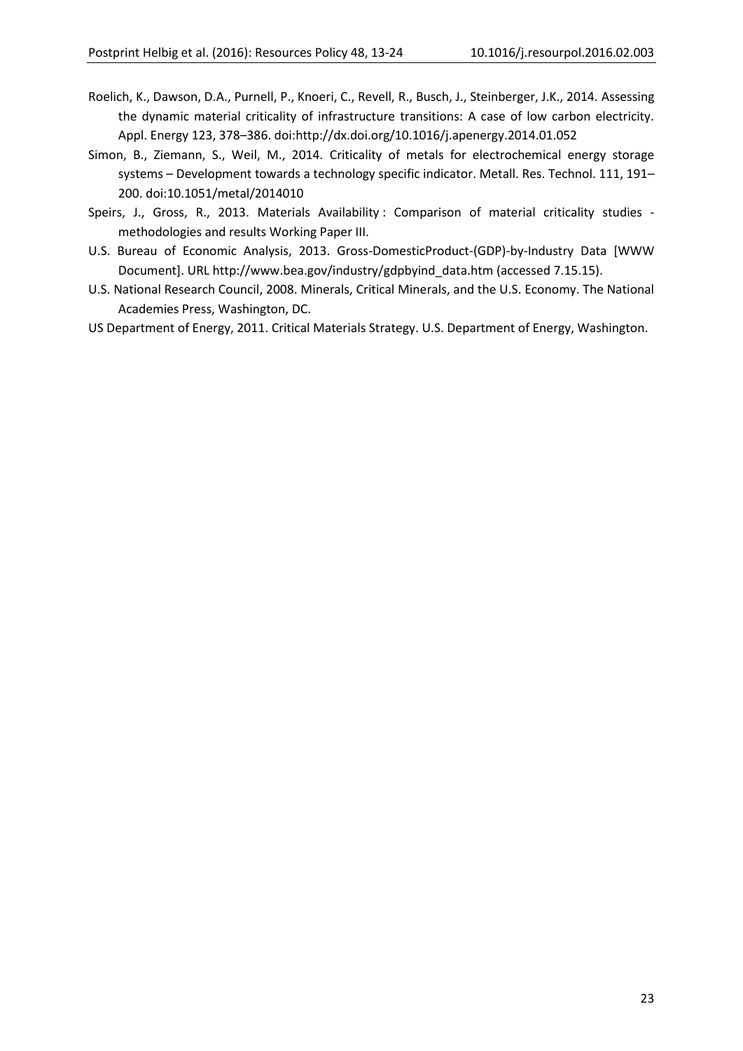Roelich, K., Dawson, D.A., Purnell, P., Knoeri, C., Revell, R., Busch, J., Steinberger, J.K., 2014. Assessing the dynamic material criticality of infrastructure transitions: A case of low carbon electricity. Appl. Energy 123, 378–386. doi:http://dx.doi.org/10.1016/j.apenergy.2014.01.052

Simon, B., Ziemann, S., Weil, M., 2014. Criticality of metals for electrochemical energy storage systems – Development towards a technology specific indicator. Metall. Res. Technol. 111, 191–200. doi:10.1051/metal/2014010

Speirs, J., Gross, R., 2013. Materials Availability : Comparison of material criticality studies - methodologies and results Working Paper III.

U.S. Bureau of Economic Analysis, 2013. Gross-DomesticProduct-(GDP)-by-Industry Data [WWW Document]. URL http://www.bea.gov/industry/gdpbyind_data.htm (accessed 7.15.15).

U.S. National Research Council, 2008. Minerals, Critical Minerals, and the U.S. Economy. The National Academies Press, Washington, DC.

US Department of Energy, 2011. Critical Materials Strategy. U.S. Department of Energy, Washington.